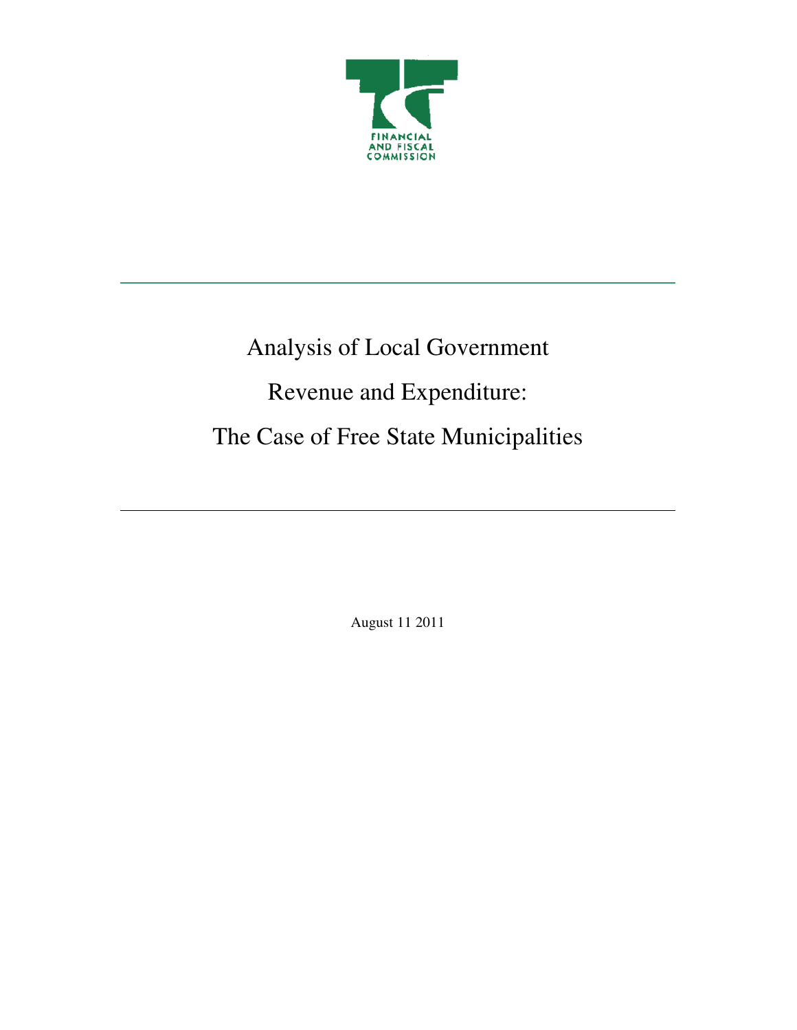FINANCIAL AND FISCAL COMMISSION

# Analysis of Local Government Revenue and Expenditure: The Case of Free State Municipalities

August 11 2011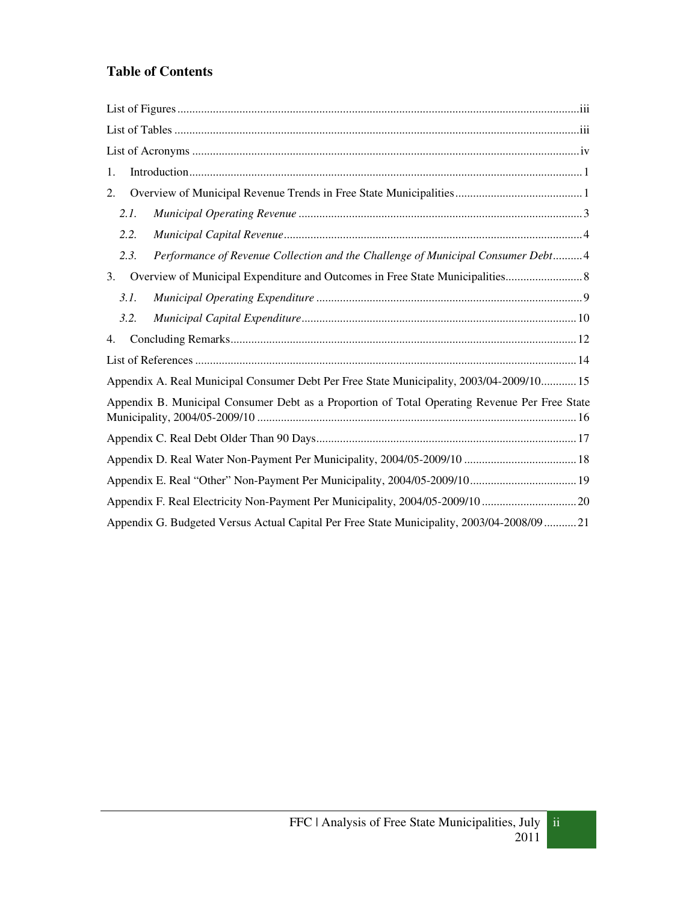## Table of Contents

List of Figures ............................................................................................................................iii

List of Tables ..............................................................................................................................iii

List of Acronyms ........................................................................................................................iv

1. Introduction ..............................................................................................................................1

2. Overview of Municipal Revenue Trends in Free State Municipalities ....................................1

   *2.1. Municipal Operating Revenue* ..........................................................................................3

   *2.2. Municipal Capital Revenue* ..............................................................................................4

   *2.3. Performance of Revenue Collection and the Challenge of Municipal Consumer Debt* ..........4

3. Overview of Municipal Expenditure and Outcomes in Free State Municipalities ....................8

   *3.1. Municipal Operating Expenditure* .....................................................................................9

   *3.2. Municipal Capital Expenditure* .......................................................................................10

4. Concluding Remarks ..............................................................................................................12

List of References ......................................................................................................................14

Appendix A. Real Municipal Consumer Debt Per Free State Municipality, 2003/04-2009/10............15

Appendix B. Municipal Consumer Debt as a Proportion of Total Operating Revenue Per Free State Municipality, 2004/05-2009/10 ..........................................................................................16

Appendix C. Real Debt Older Than 90 Days.................................................................................17

Appendix D. Real Water Non-Payment Per Municipality, 2004/05-2009/10 .................................18

Appendix E. Real “Other” Non-Payment Per Municipality, 2004/05-2009/10...............................19

Appendix F. Real Electricity Non-Payment Per Municipality, 2004/05-2009/10 ...........................20

Appendix G. Budgeted Versus Actual Capital Per Free State Municipality, 2003/04-2008/09 ..........21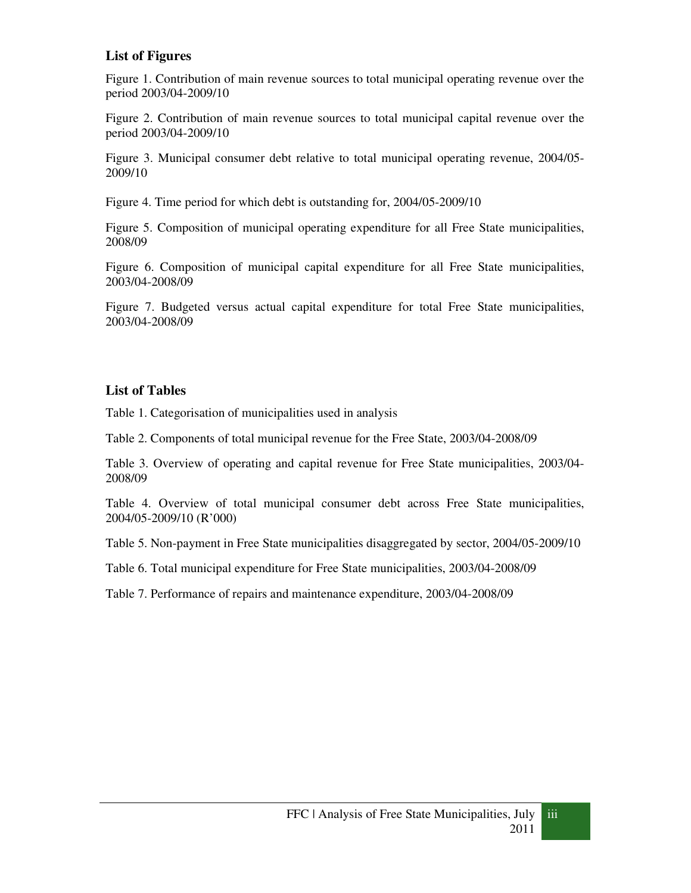## List of Figures

Figure 1. Contribution of main revenue sources to total municipal operating revenue over the period 2003/04-2009/10

Figure 2. Contribution of main revenue sources to total municipal capital revenue over the period 2003/04-2009/10

Figure 3. Municipal consumer debt relative to total municipal operating revenue, 2004/05-2009/10

Figure 4. Time period for which debt is outstanding for, 2004/05-2009/10

Figure 5. Composition of municipal operating expenditure for all Free State municipalities, 2008/09

Figure 6. Composition of municipal capital expenditure for all Free State municipalities, 2003/04-2008/09

Figure 7. Budgeted versus actual capital expenditure for total Free State municipalities, 2003/04-2008/09

## List of Tables

Table 1. Categorisation of municipalities used in analysis

Table 2. Components of total municipal revenue for the Free State, 2003/04-2008/09

Table 3. Overview of operating and capital revenue for Free State municipalities, 2003/04-2008/09

Table 4. Overview of total municipal consumer debt across Free State municipalities, 2004/05-2009/10 (R'000)

Table 5. Non-payment in Free State municipalities disaggregated by sector, 2004/05-2009/10

Table 6. Total municipal expenditure for Free State municipalities, 2003/04-2008/09

Table 7. Performance of repairs and maintenance expenditure, 2003/04-2008/09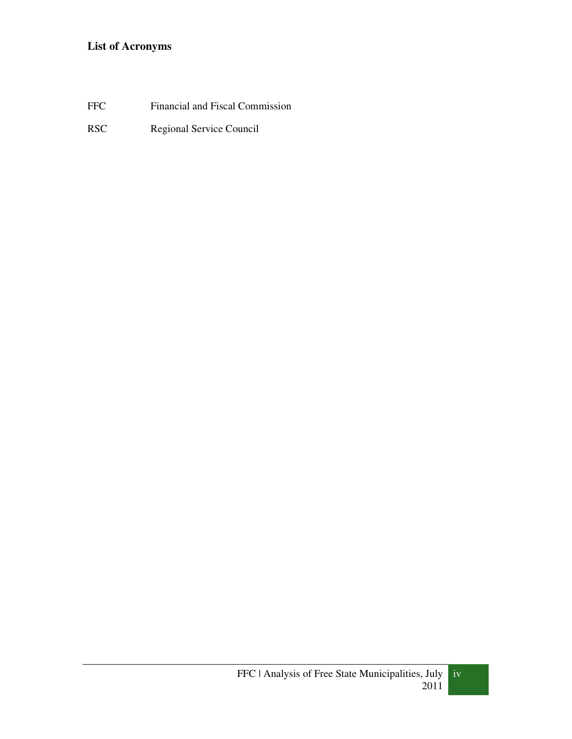## List of Acronyms

| | |
|---|---|
| FFC | Financial and Fiscal Commission |
| RSC | Regional Service Council |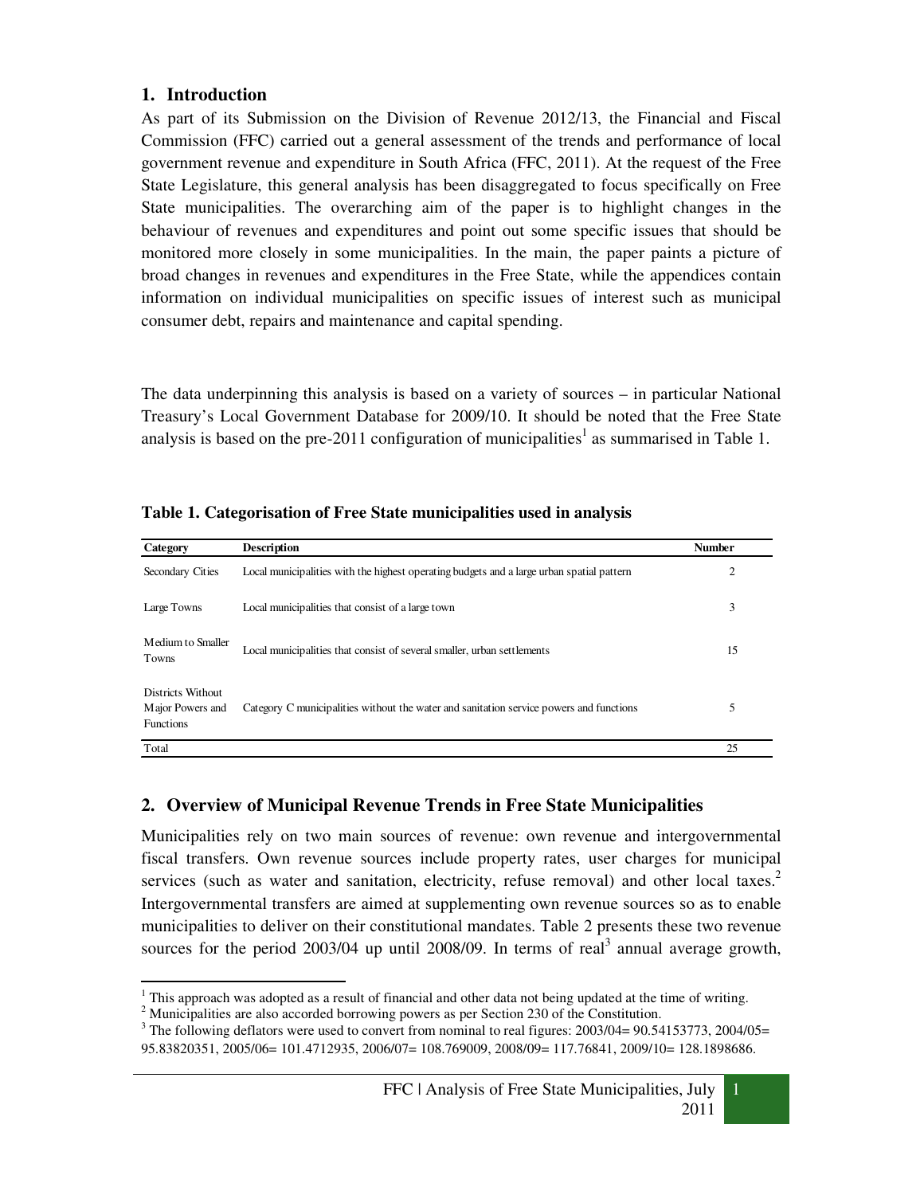## 1. Introduction

As part of its Submission on the Division of Revenue 2012/13, the Financial and Fiscal Commission (FFC) carried out a general assessment of the trends and performance of local government revenue and expenditure in South Africa (FFC, 2011). At the request of the Free State Legislature, this general analysis has been disaggregated to focus specifically on Free State municipalities. The overarching aim of the paper is to highlight changes in the behaviour of revenues and expenditures and point out some specific issues that should be monitored more closely in some municipalities. In the main, the paper paints a picture of broad changes in revenues and expenditures in the Free State, while the appendices contain information on individual municipalities on specific issues of interest such as municipal consumer debt, repairs and maintenance and capital spending.

The data underpinning this analysis is based on a variety of sources – in particular National Treasury's Local Government Database for 2009/10. It should be noted that the Free State analysis is based on the pre-2011 configuration of municipalities[1] as summarised in Table 1.

**Table 1. Categorisation of Free State municipalities used in analysis**

| Category | Description | Number |
|---|---|---|
| Secondary Cities | Local municipalities with the highest operating budgets and a large urban spatial pattern | 2 |
| Large Towns | Local municipalities that consist of a large town | 3 |
| Medium to Smaller Towns | Local municipalities that consist of several smaller, urban settlements | 15 |
| Districts Without Major Powers and Functions | Category C municipalities without the water and sanitation service powers and functions | 5 |
| Total | | 25 |

## 2. Overview of Municipal Revenue Trends in Free State Municipalities

Municipalities rely on two main sources of revenue: own revenue and intergovernmental fiscal transfers. Own revenue sources include property rates, user charges for municipal services (such as water and sanitation, electricity, refuse removal) and other local taxes.[2] Intergovernmental transfers are aimed at supplementing own revenue sources so as to enable municipalities to deliver on their constitutional mandates. Table 2 presents these two revenue sources for the period 2003/04 up until 2008/09. In terms of real[3] annual average growth,

[1] This approach was adopted as a result of financial and other data not being updated at the time of writing.

[2] Municipalities are also accorded borrowing powers as per Section 230 of the Constitution.

[3] The following deflators were used to convert from nominal to real figures: 2003/04= 90.54153773, 2004/05= 95.83820351, 2005/06= 101.4712935, 2006/07= 108.769009, 2008/09= 117.76841, 2009/10= 128.1898686.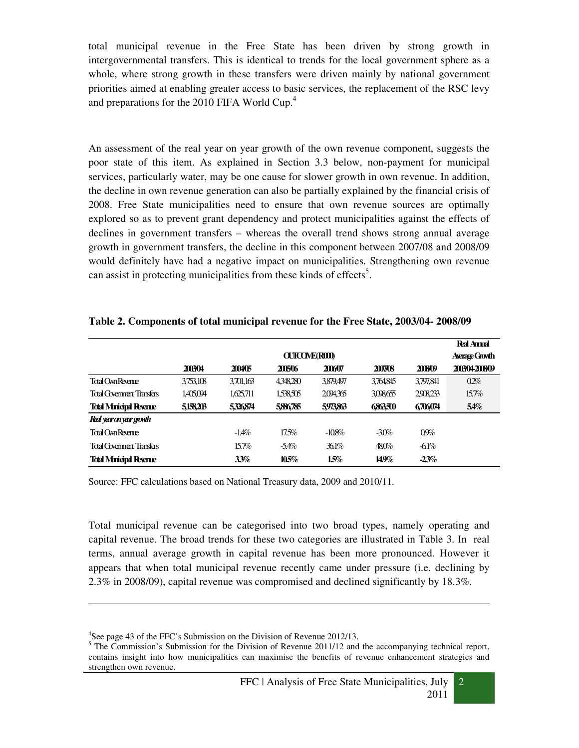total municipal revenue in the Free State has been driven by strong growth in intergovernmental transfers. This is identical to trends for the local government sphere as a whole, where strong growth in these transfers were driven mainly by national government priorities aimed at enabling greater access to basic services, the replacement of the RSC levy and preparations for the 2010 FIFA World Cup.[4]

An assessment of the real year on year growth of the own revenue component, suggests the poor state of this item. As explained in Section 3.3 below, non-payment for municipal services, particularly water, may be one cause for slower growth in own revenue. In addition, the decline in own revenue generation can also be partially explained by the financial crisis of 2008. Free State municipalities need to ensure that own revenue sources are optimally explored so as to prevent grant dependency and protect municipalities against the effects of declines in government transfers – whereas the overall trend shows strong annual average growth in government transfers, the decline in this component between 2007/08 and 2008/09 would definitely have had a negative impact on municipalities. Strengthening own revenue can assist in protecting municipalities from these kinds of effects[5].

**Table 2. Components of total municipal revenue for the Free State, 2003/04- 2008/09**

| | OUTCOME (R000) | | | | | | Real Annual Average Growth |
|---|---|---|---|---|---|---|---|
| | 2003/04 | 2004/05 | 2005/06 | 2006/07 | 2007/08 | 2008/09 | 2003/04-2008/09 |
| Total Own Revenue | 3,753,108 | 3,701,163 | 4,348,280 | 3,879,497 | 3,764,845 | 3,797,841 | 0.2% |
| Total Government Transfers | 1,405,094 | 1,625,711 | 1,538,505 | 2,094,365 | 3,098,655 | 2,908,233 | 15.7% |
| **Total Municipal Revenue** | **5,158,203** | **5,326,874** | **5,886,785** | **5,973,863** | **6,863,500** | **6,706,074** | **5.4%** |
| ***Real year on year growth*** | | | | | | | |
| Total Own Revenue | | -1.4% | 17.5% | -10.8% | -3.0% | 0.9% | |
| Total Government Transfers | | 15.7% | -5.4% | 36.1% | 48.0% | -6.1% | |
| **Total Municipal Revenue** | | **3.3%** | **10.5%** | **1.5%** | **14.9%** | **-2.3%** | |

Source: FFC calculations based on National Treasury data, 2009 and 2010/11.

Total municipal revenue can be categorised into two broad types, namely operating and capital revenue. The broad trends for these two categories are illustrated in Table 3. In real terms, annual average growth in capital revenue has been more pronounced. However it appears that when total municipal revenue recently came under pressure (i.e. declining by 2.3% in 2008/09), capital revenue was compromised and declined significantly by 18.3%.

---

[4] See page 43 of the FFC's Submission on the Division of Revenue 2012/13.

[5] The Commission's Submission for the Division of Revenue 2011/12 and the accompanying technical report, contains insight into how municipalities can maximise the benefits of revenue enhancement strategies and strengthen own revenue.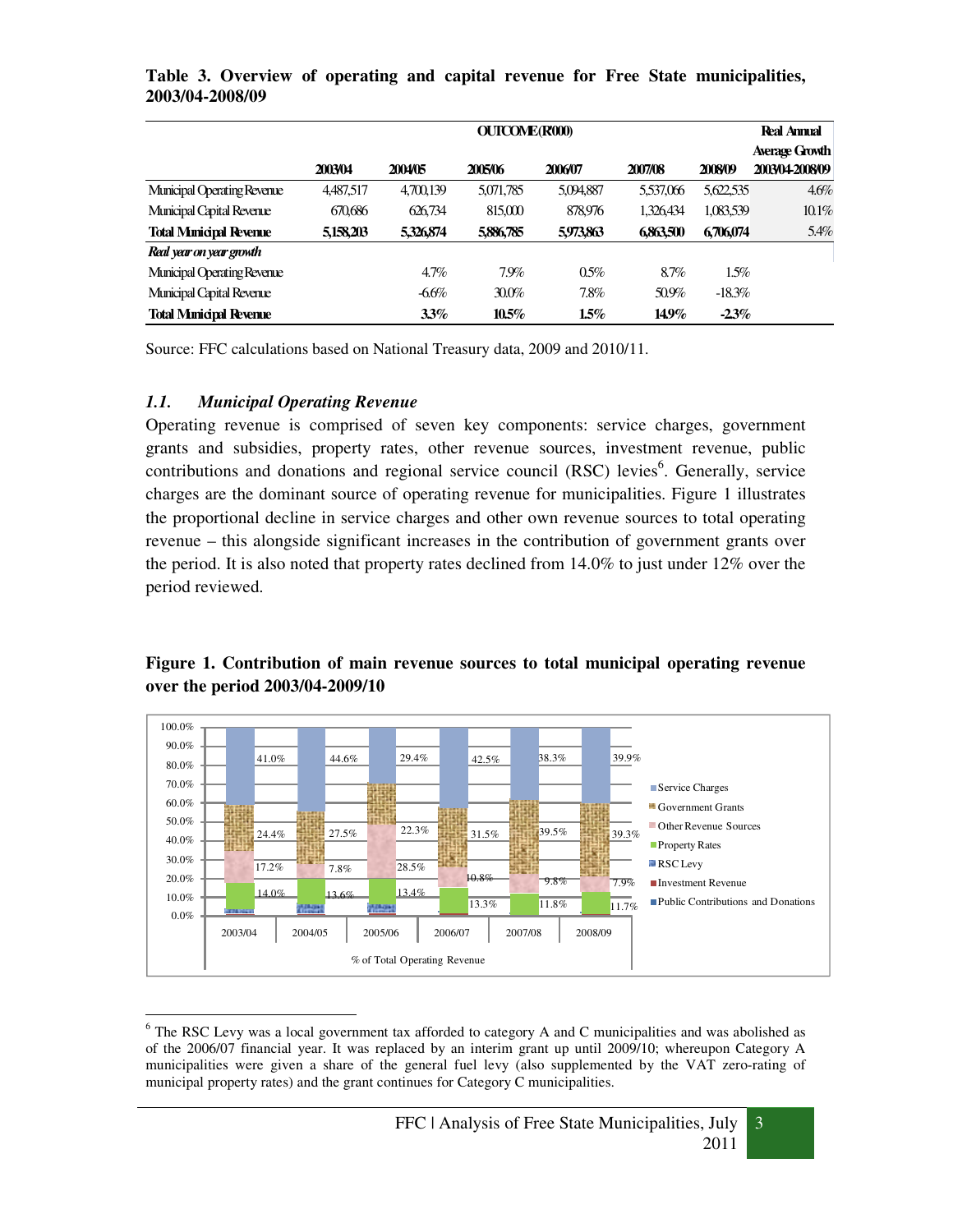**Table 3. Overview of operating and capital revenue for Free State municipalities, 2003/04-2008/09**

| | OUTCOME (R000) | | | | | | Real Annual Average Growth 2003/04-2008/09 |
|---|---|---|---|---|---|---|---|
| | 2003/04 | 2004/05 | 2005/06 | 2006/07 | 2007/08 | 2008/09 | |
| Municipal Operating Revenue | 4,487,517 | 4,700,139 | 5,071,785 | 5,094,887 | 5,537,066 | 5,622,535 | 4.6% |
| Municipal Capital Revenue | 670,686 | 626,734 | 815,000 | 878,976 | 1,326,434 | 1,083,539 | 10.1% |
| **Total Municipal Revenue** | **5,158,203** | **5,326,874** | **5,886,785** | **5,973,863** | **6,863,500** | **6,706,074** | 5.4% |
| ***Real year on year growth*** | | | | | | | |
| Municipal Operating Revenue | | 4.7% | 7.9% | 0.5% | 8.7% | 1.5% | |
| Municipal Capital Revenue | | -6.6% | 30.0% | 7.8% | 50.9% | -18.3% | |
| **Total Municipal Revenue** | | **3.3%** | **10.5%** | **1.5%** | **14.9%** | **-2.3%** | |

Source: FFC calculations based on National Treasury data, 2009 and 2010/11.

### *1.1. Municipal Operating Revenue*

Operating revenue is comprised of seven key components: service charges, government grants and subsidies, property rates, other revenue sources, investment revenue, public contributions and donations and regional service council (RSC) levies[6]. Generally, service charges are the dominant source of operating revenue for municipalities. Figure 1 illustrates the proportional decline in service charges and other own revenue sources to total operating revenue – this alongside significant increases in the contribution of government grants over the period. It is also noted that property rates declined from 14.0% to just under 12% over the period reviewed.

**Figure 1. Contribution of main revenue sources to total municipal operating revenue over the period 2003/04-2009/10**

[6] The RSC Levy was a local government tax afforded to category A and C municipalities and was abolished as of the 2006/07 financial year. It was replaced by an interim grant up until 2009/10; whereupon Category A municipalities were given a share of the general fuel levy (also supplemented by the VAT zero-rating of municipal property rates) and the grant continues for Category C municipalities.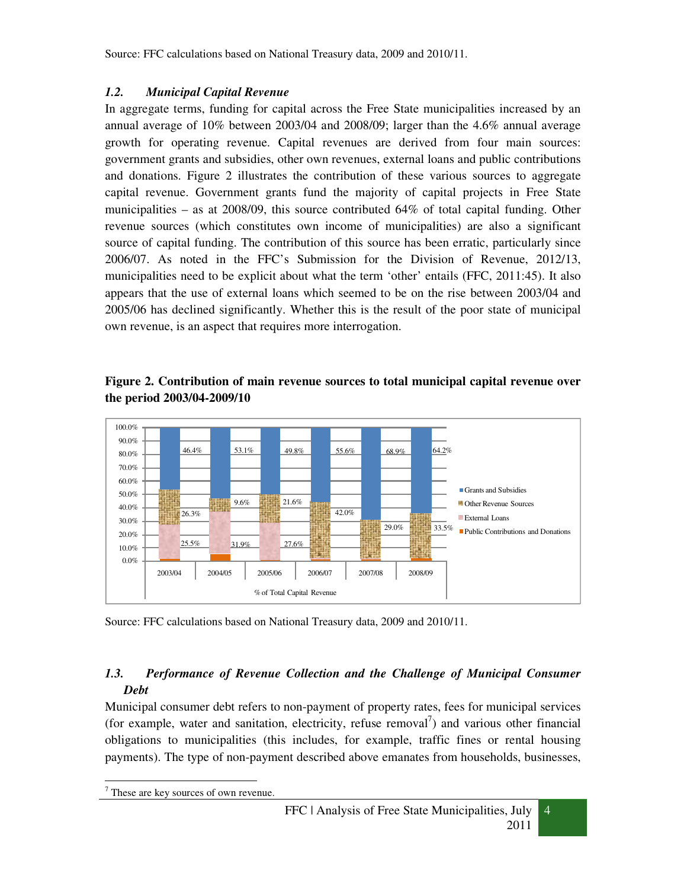Source: FFC calculations based on National Treasury data, 2009 and 2010/11.

### *1.2. Municipal Capital Revenue*

In aggregate terms, funding for capital across the Free State municipalities increased by an annual average of 10% between 2003/04 and 2008/09; larger than the 4.6% annual average growth for operating revenue. Capital revenues are derived from four main sources: government grants and subsidies, other own revenues, external loans and public contributions and donations. Figure 2 illustrates the contribution of these various sources to aggregate capital revenue. Government grants fund the majority of capital projects in Free State municipalities – as at 2008/09, this source contributed 64% of total capital funding. Other revenue sources (which constitutes own income of municipalities) are also a significant source of capital funding. The contribution of this source has been erratic, particularly since 2006/07. As noted in the FFC's Submission for the Division of Revenue, 2012/13, municipalities need to be explicit about what the term 'other' entails (FFC, 2011:45). It also appears that the use of external loans which seemed to be on the rise between 2003/04 and 2005/06 has declined significantly. Whether this is the result of the poor state of municipal own revenue, is an aspect that requires more interrogation.

**Figure 2. Contribution of main revenue sources to total municipal capital revenue over the period 2003/04-2009/10**

| % of Total Capital Revenue | 2003/04 | 2004/05 | 2005/06 | 2006/07 | 2007/08 | 2008/09 |
|---|---|---|---|---|---|---|
| Grants and Subsidies | 46.4% | 53.1% | 49.8% | 55.6% | 68.9% | 64.2% |
| Other Revenue Sources | 26.3% | 9.6% | 21.6% | 42.0% | 29.0% | 33.5% |
| External Loans | 25.5% | 31.9% | 27.6% | | | |
| Public Contributions and Donations | | | | | | |

Source: FFC calculations based on National Treasury data, 2009 and 2010/11.

### *1.3. Performance of Revenue Collection and the Challenge of Municipal Consumer Debt*

Municipal consumer debt refers to non-payment of property rates, fees for municipal services (for example, water and sanitation, electricity, refuse removal[7]) and various other financial obligations to municipalities (this includes, for example, traffic fines or rental housing payments). The type of non-payment described above emanates from households, businesses,

[7] These are key sources of own revenue.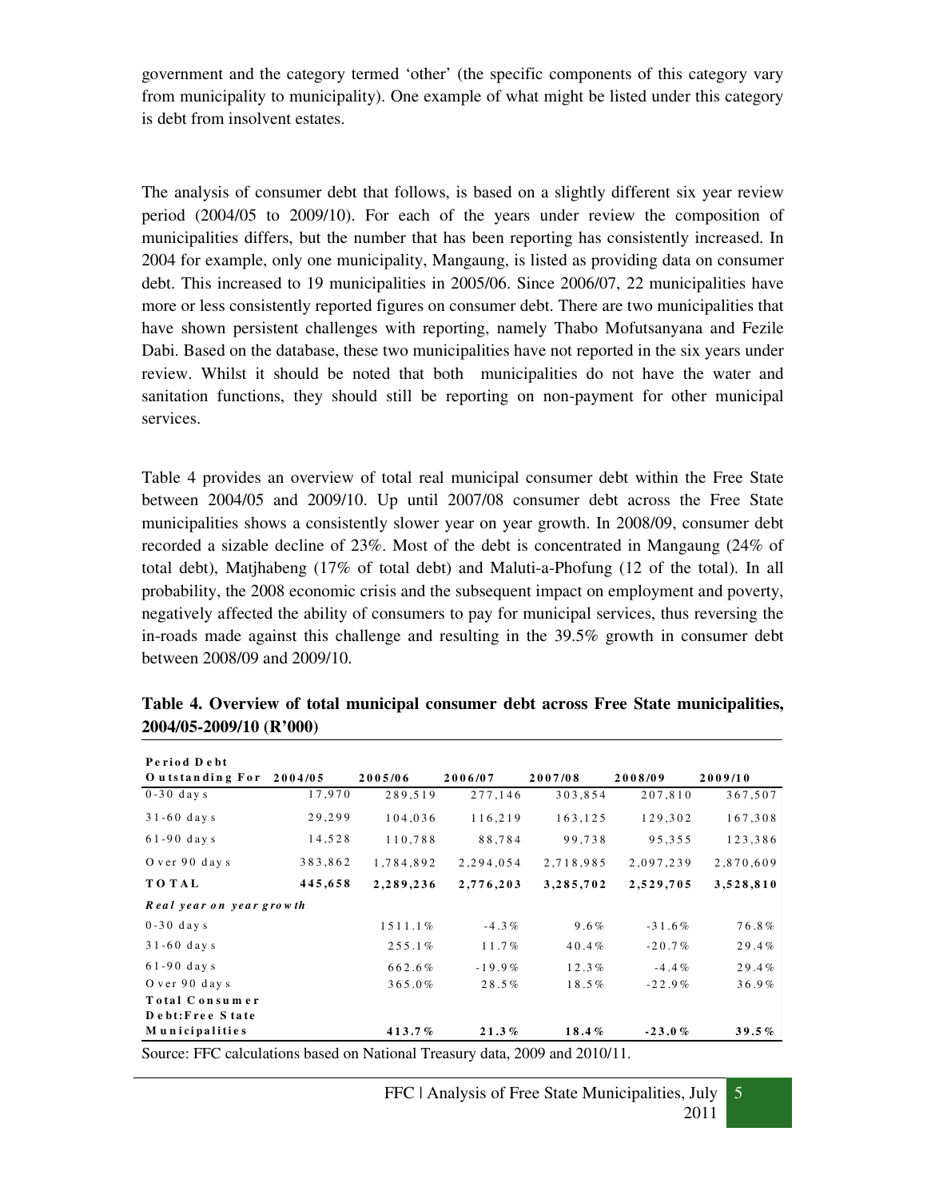government and the category termed 'other' (the specific components of this category vary from municipality to municipality). One example of what might be listed under this category is debt from insolvent estates.

The analysis of consumer debt that follows, is based on a slightly different six year review period (2004/05 to 2009/10). For each of the years under review the composition of municipalities differs, but the number that has been reporting has consistently increased. In 2004 for example, only one municipality, Mangaung, is listed as providing data on consumer debt. This increased to 19 municipalities in 2005/06. Since 2006/07, 22 municipalities have more or less consistently reported figures on consumer debt. There are two municipalities that have shown persistent challenges with reporting, namely Thabo Mofutsanyana and Fezile Dabi. Based on the database, these two municipalities have not reported in the six years under review. Whilst it should be noted that both municipalities do not have the water and sanitation functions, they should still be reporting on non-payment for other municipal services.

Table 4 provides an overview of total real municipal consumer debt within the Free State between 2004/05 and 2009/10. Up until 2007/08 consumer debt across the Free State municipalities shows a consistently slower year on year growth. In 2008/09, consumer debt recorded a sizable decline of 23%. Most of the debt is concentrated in Mangaung (24% of total debt), Matjhabeng (17% of total debt) and Maluti-a-Phofung (12 of the total). In all probability, the 2008 economic crisis and the subsequent impact on employment and poverty, negatively affected the ability of consumers to pay for municipal services, thus reversing the in-roads made against this challenge and resulting in the 39.5% growth in consumer debt between 2008/09 and 2009/10.

**Table 4. Overview of total municipal consumer debt across Free State municipalities, 2004/05-2009/10 (R'000)**

| Period Debt Outstanding For | 2004/05 | 2005/06 | 2006/07 | 2007/08 | 2008/09 | 2009/10 |
|---|---|---|---|---|---|---|
| 0-30 days | 17,970 | 289,519 | 277,146 | 303,854 | 207,810 | 367,507 |
| 31-60 days | 29,299 | 104,036 | 116,219 | 163,125 | 129,302 | 167,308 |
| 61-90 days | 14,528 | 110,788 | 88,784 | 99,738 | 95,355 | 123,386 |
| Over 90 days | 383,862 | 1,784,892 | 2,294,054 | 2,718,985 | 2,097,239 | 2,870,609 |
| **TOTAL** | **445,658** | **2,289,236** | **2,776,203** | **3,285,702** | **2,529,705** | **3,528,810** |
| ***Real year on year growth*** | | | | | | |
| 0-30 days | | 1511.1% | -4.3% | 9.6% | -31.6% | 76.8% |
| 31-60 days | | 255.1% | 11.7% | 40.4% | -20.7% | 29.4% |
| 61-90 days | | 662.6% | -19.9% | 12.3% | -4.4% | 29.4% |
| Over 90 days | | 365.0% | 28.5% | 18.5% | -22.9% | 36.9% |
| **Total Consumer Debt:Free State Municipalities** | | **413.7%** | **21.3%** | **18.4%** | **-23.0%** | **39.5%** |

Source: FFC calculations based on National Treasury data, 2009 and 2010/11.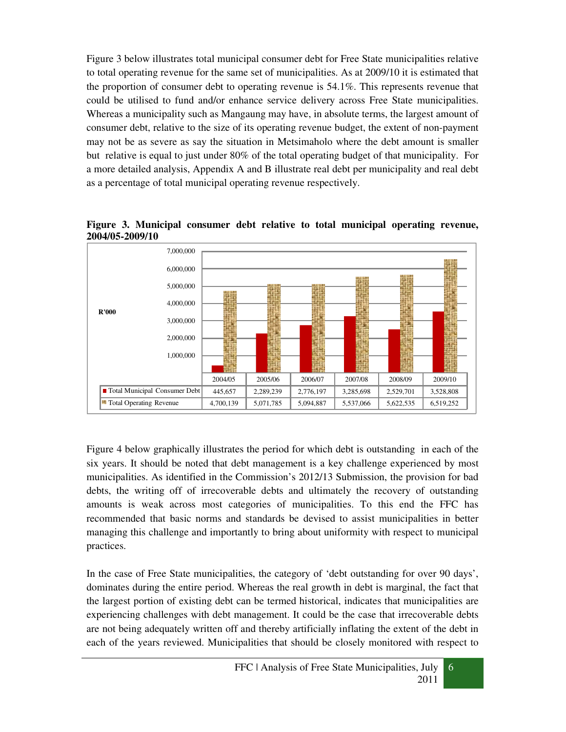Figure 3 below illustrates total municipal consumer debt for Free State municipalities relative to total operating revenue for the same set of municipalities. As at 2009/10 it is estimated that the proportion of consumer debt to operating revenue is 54.1%. This represents revenue that could be utilised to fund and/or enhance service delivery across Free State municipalities. Whereas a municipality such as Mangaung may have, in absolute terms, the largest amount of consumer debt, relative to the size of its operating revenue budget, the extent of non-payment may not be as severe as say the situation in Metsimaholo where the debt amount is smaller but relative is equal to just under 80% of the total operating budget of that municipality. For a more detailed analysis, Appendix A and B illustrate real debt per municipality and real debt as a percentage of total municipal operating revenue respectively.

**Figure 3. Municipal consumer debt relative to total municipal operating revenue, 2004/05-2009/10**

| R'000 | 2004/05 | 2005/06 | 2006/07 | 2007/08 | 2008/09 | 2009/10 |
|---|---|---|---|---|---|---|
| Total Municipal Consumer Debt | 445,657 | 2,289,239 | 2,776,197 | 3,285,698 | 2,529,701 | 3,528,808 |
| Total Operating Revenue | 4,700,139 | 5,071,785 | 5,094,887 | 5,537,066 | 5,622,535 | 6,519,252 |

Figure 4 below graphically illustrates the period for which debt is outstanding in each of the six years. It should be noted that debt management is a key challenge experienced by most municipalities. As identified in the Commission's 2012/13 Submission, the provision for bad debts, the writing off of irrecoverable debts and ultimately the recovery of outstanding amounts is weak across most categories of municipalities. To this end the FFC has recommended that basic norms and standards be devised to assist municipalities in better managing this challenge and importantly to bring about uniformity with respect to municipal practices.

In the case of Free State municipalities, the category of 'debt outstanding for over 90 days', dominates during the entire period. Whereas the real growth in debt is marginal, the fact that the largest portion of existing debt can be termed historical, indicates that municipalities are experiencing challenges with debt management. It could be the case that irrecoverable debts are not being adequately written off and thereby artificially inflating the extent of the debt in each of the years reviewed. Municipalities that should be closely monitored with respect to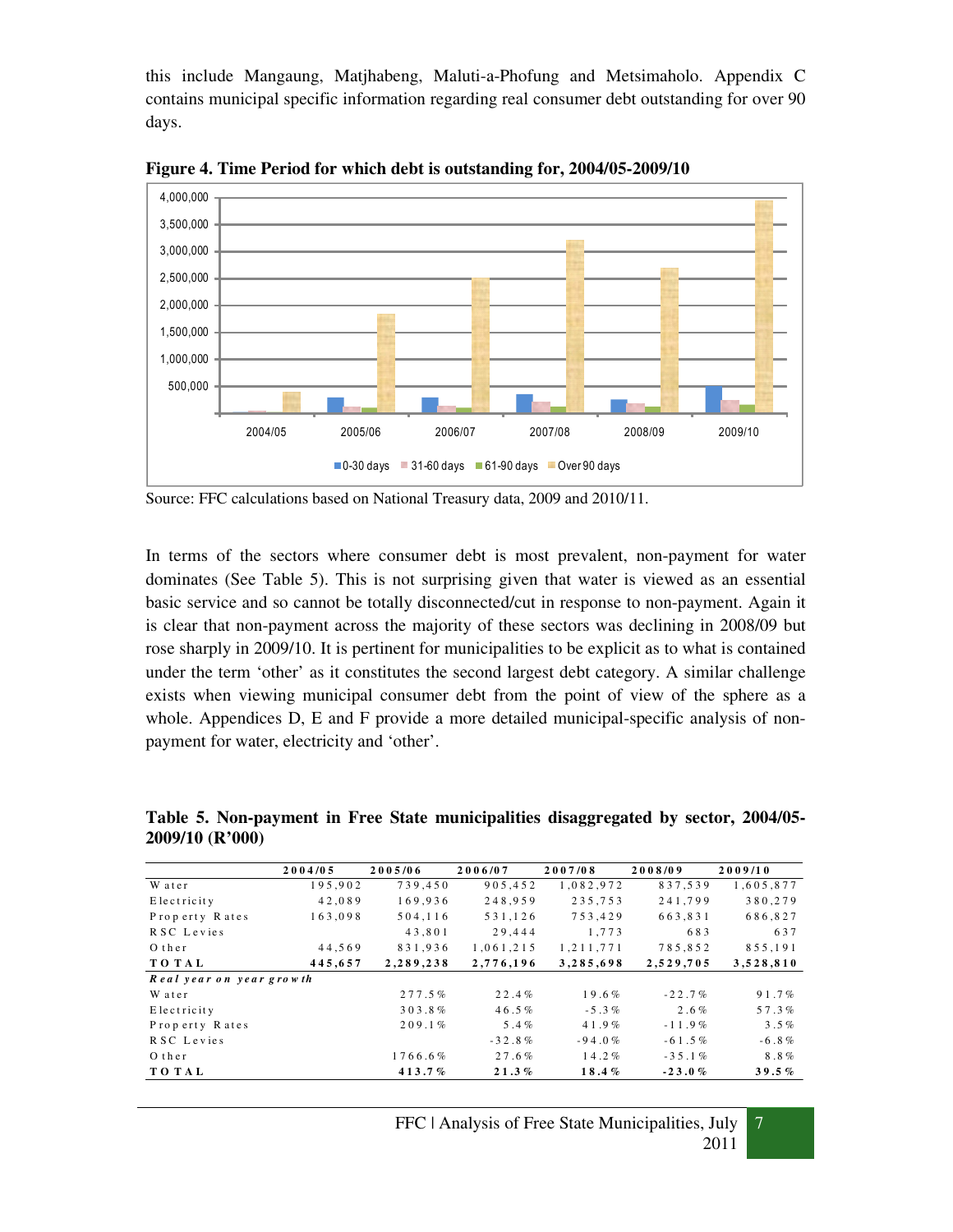this include Mangaung, Matjhabeng, Maluti-a-Phofung and Metsimaholo. Appendix C contains municipal specific information regarding real consumer debt outstanding for over 90 days.

**Figure 4. Time Period for which debt is outstanding for, 2004/05-2009/10**

Source: FFC calculations based on National Treasury data, 2009 and 2010/11.

In terms of the sectors where consumer debt is most prevalent, non-payment for water dominates (See Table 5). This is not surprising given that water is viewed as an essential basic service and so cannot be totally disconnected/cut in response to non-payment. Again it is clear that non-payment across the majority of these sectors was declining in 2008/09 but rose sharply in 2009/10. It is pertinent for municipalities to be explicit as to what is contained under the term 'other' as it constitutes the second largest debt category. A similar challenge exists when viewing municipal consumer debt from the point of view of the sphere as a whole. Appendices D, E and F provide a more detailed municipal-specific analysis of non-payment for water, electricity and 'other'.

**Table 5. Non-payment in Free State municipalities disaggregated by sector, 2004/05-2009/10 (R'000)**

| | 2004/05 | 2005/06 | 2006/07 | 2007/08 | 2008/09 | 2009/10 |
|---|---|---|---|---|---|---|
| Water | 195,902 | 739,450 | 905,452 | 1,082,972 | 837,539 | 1,605,877 |
| Electricity | 42,089 | 169,936 | 248,959 | 235,753 | 241,799 | 380,279 |
| Property Rates | 163,098 | 504,116 | 531,126 | 753,429 | 663,831 | 686,827 |
| RSC Levies | | 43,801 | 29,444 | 1,773 | 683 | 637 |
| Other | 44,569 | 831,936 | 1,061,215 | 1,211,771 | 785,852 | 855,191 |
| **TOTAL** | **445,657** | **2,289,238** | **2,776,196** | **3,285,698** | **2,529,705** | **3,528,810** |
| ***Real year on year growth*** | | | | | | |
| Water | | 277.5% | 22.4% | 19.6% | -22.7% | 91.7% |
| Electricity | | 303.8% | 46.5% | -5.3% | 2.6% | 57.3% |
| Property Rates | | 209.1% | 5.4% | 41.9% | -11.9% | 3.5% |
| RSC Levies | | | -32.8% | -94.0% | -61.5% | -6.8% |
| Other | | 1766.6% | 27.6% | 14.2% | -35.1% | 8.8% |
| **TOTAL** | | **413.7%** | **21.3%** | **18.4%** | **-23.0%** | **39.5%** |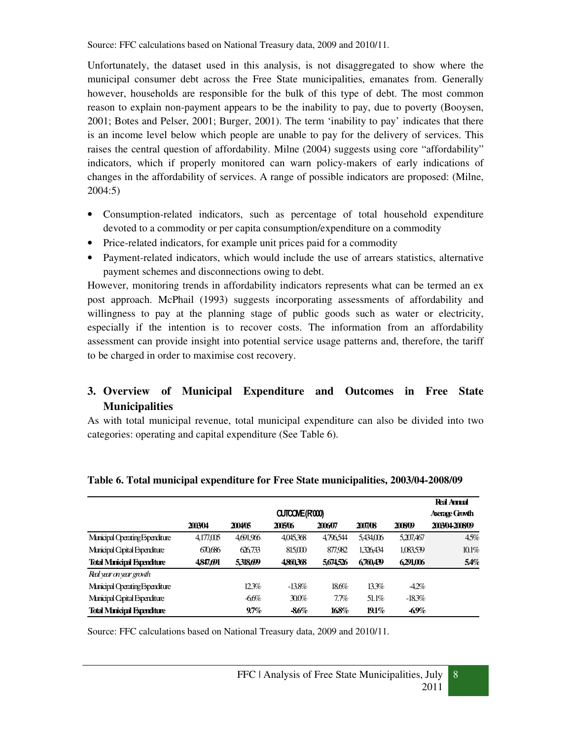Source: FFC calculations based on National Treasury data, 2009 and 2010/11.

Unfortunately, the dataset used in this analysis, is not disaggregated to show where the municipal consumer debt across the Free State municipalities, emanates from. Generally however, households are responsible for the bulk of this type of debt. The most common reason to explain non-payment appears to be the inability to pay, due to poverty (Booysen, 2001; Botes and Pelser, 2001; Burger, 2001). The term 'inability to pay' indicates that there is an income level below which people are unable to pay for the delivery of services. This raises the central question of affordability. Milne (2004) suggests using core "affordability" indicators, which if properly monitored can warn policy-makers of early indications of changes in the affordability of services. A range of possible indicators are proposed: (Milne, 2004:5)

- Consumption-related indicators, such as percentage of total household expenditure devoted to a commodity or per capita consumption/expenditure on a commodity
- Price-related indicators, for example unit prices paid for a commodity
- Payment-related indicators, which would include the use of arrears statistics, alternative payment schemes and disconnections owing to debt.

However, monitoring trends in affordability indicators represents what can be termed an ex post approach. McPhail (1993) suggests incorporating assessments of affordability and willingness to pay at the planning stage of public goods such as water or electricity, especially if the intention is to recover costs. The information from an affordability assessment can provide insight into potential service usage patterns and, therefore, the tariff to be charged in order to maximise cost recovery.

## 3. Overview of Municipal Expenditure and Outcomes in Free State Municipalities

As with total municipal revenue, total municipal expenditure can also be divided into two categories: operating and capital expenditure (See Table 6).

**Table 6. Total municipal expenditure for Free State municipalities, 2003/04-2008/09**

| | OUTCOME (R'000) | | | | | | Real Annual Average Growth |
|---|---|---|---|---|---|---|---|
| | 2003/04 | 2004/05 | 2005/06 | 2006/07 | 2007/08 | 2008/09 | 2003/04-2008/09 |
| Municipal Operating Expenditure | 4,177,005 | 4,691,966 | 4,045,368 | 4,796,544 | 5,434,006 | 5,207,467 | 4.5% |
| Municipal Capital Expenditure | 670,686 | 626,733 | 815,000 | 877,982 | 1,326,434 | 1,083,539 | 10.1% |
| **Total Municipal Expenditure** | **4,847,691** | **5,318,699** | **4,860,368** | **5,674,526** | **6,760,439** | **6,291,006** | **5.4%** |
| *Real year on year growth* | | | | | | | |
| Municipal Operating Expenditure | | 12.3% | -13.8% | 18.6% | 13.3% | -4.2% | |
| Municipal Capital Expenditure | | -6.6% | 30.0% | 7.7% | 51.1% | -18.3% | |
| **Total Municipal Expenditure** | | **9.7%** | **-8.6%** | **16.8%** | **19.1%** | **-6.9%** | |

Source: FFC calculations based on National Treasury data, 2009 and 2010/11.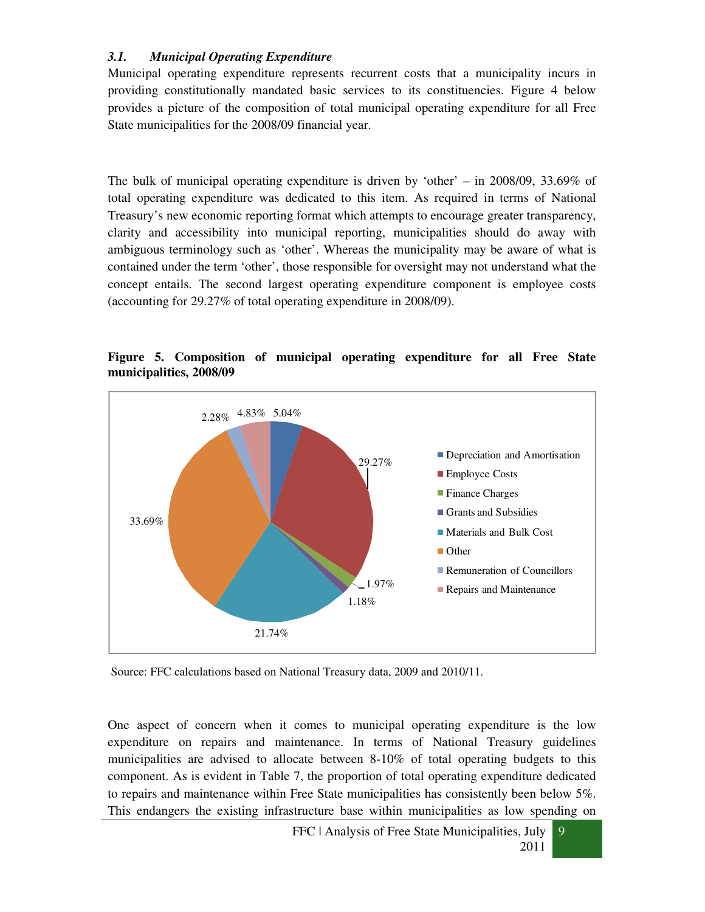### *3.1. Municipal Operating Expenditure*

Municipal operating expenditure represents recurrent costs that a municipality incurs in providing constitutionally mandated basic services to its constituencies. Figure 4 below provides a picture of the composition of total municipal operating expenditure for all Free State municipalities for the 2008/09 financial year.

The bulk of municipal operating expenditure is driven by 'other' – in 2008/09, 33.69% of total operating expenditure was dedicated to this item. As required in terms of National Treasury's new economic reporting format which attempts to encourage greater transparency, clarity and accessibility into municipal reporting, municipalities should do away with ambiguous terminology such as 'other'. Whereas the municipality may be aware of what is contained under the term 'other', those responsible for oversight may not understand what the concept entails. The second largest operating expenditure component is employee costs (accounting for 29.27% of total operating expenditure in 2008/09).

**Figure 5. Composition of municipal operating expenditure for all Free State municipalities, 2008/09**

| Component | Share |
|---|---|
| Depreciation and Amortisation | 5.04% |
| Employee Costs | 29.27% |
| Finance Charges | 1.97% |
| Grants and Subsidies | 1.18% |
| Materials and Bulk Cost | 21.74% |
| Other | 33.69% |
| Remuneration of Councillors | 2.28% |
| Repairs and Maintenance | 4.83% |

Source: FFC calculations based on National Treasury data, 2009 and 2010/11.

One aspect of concern when it comes to municipal operating expenditure is the low expenditure on repairs and maintenance. In terms of National Treasury guidelines municipalities are advised to allocate between 8-10% of total operating budgets to this component. As is evident in Table 7, the proportion of total operating expenditure dedicated to repairs and maintenance within Free State municipalities has consistently been below 5%. This endangers the existing infrastructure base within municipalities as low spending on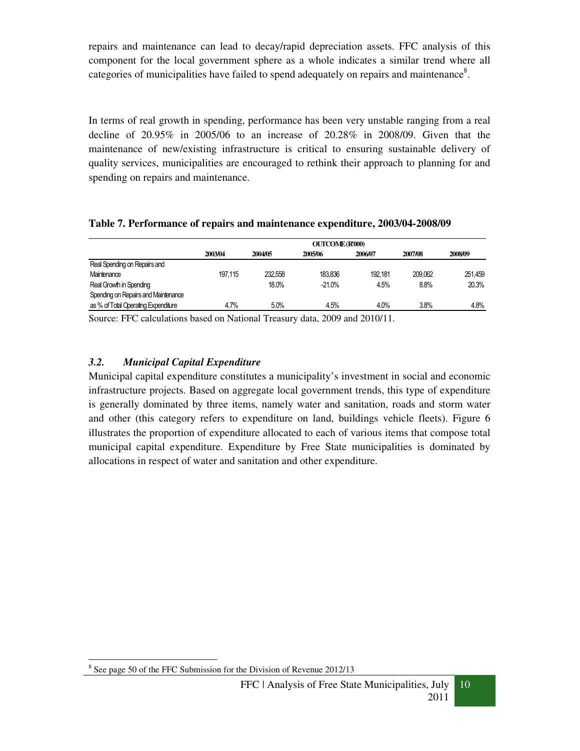repairs and maintenance can lead to decay/rapid depreciation assets. FFC analysis of this component for the local government sphere as a whole indicates a similar trend where all categories of municipalities have failed to spend adequately on repairs and maintenance[8].

In terms of real growth in spending, performance has been very unstable ranging from a real decline of 20.95% in 2005/06 to an increase of 20.28% in 2008/09. Given that the maintenance of new/existing infrastructure is critical to ensuring sustainable delivery of quality services, municipalities are encouraged to rethink their approach to planning for and spending on repairs and maintenance.

**Table 7. Performance of repairs and maintenance expenditure, 2003/04-2008/09**

| | OUTCOME (R'000) | | | | | |
|---|---|---|---|---|---|---|
| | 2003/04 | 2004/05 | 2005/06 | 2006/07 | 2007/08 | 2008/09 |
| Real Spending on Repairs and Maintenance | 197,115 | 232,558 | 183,836 | 192,181 | 209,062 | 251,459 |
| Real Growth in Spending | | 18.0% | -21.0% | 4.5% | 8.8% | 20.3% |
| Spending on Repairs and Maintenance as % of Total Operating Expenditure | 4.7% | 5.0% | 4.5% | 4.0% | 3.8% | 4.8% |

Source: FFC calculations based on National Treasury data, 2009 and 2010/11.

### *3.2. Municipal Capital Expenditure*

Municipal capital expenditure constitutes a municipality's investment in social and economic infrastructure projects. Based on aggregate local government trends, this type of expenditure is generally dominated by three items, namely water and sanitation, roads and storm water and other (this category refers to expenditure on land, buildings vehicle fleets). Figure 6 illustrates the proportion of expenditure allocated to each of various items that compose total municipal capital expenditure. Expenditure by Free State municipalities is dominated by allocations in respect of water and sanitation and other expenditure.

[8] See page 50 of the FFC Submission for the Division of Revenue 2012/13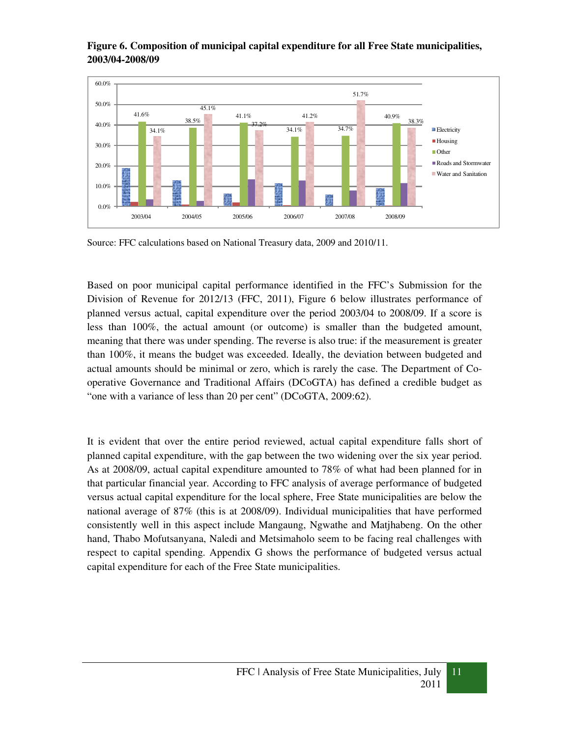**Figure 6. Composition of municipal capital expenditure for all Free State municipalities, 2003/04-2008/09**

Source: FFC calculations based on National Treasury data, 2009 and 2010/11.

Based on poor municipal capital performance identified in the FFC's Submission for the Division of Revenue for 2012/13 (FFC, 2011), Figure 6 below illustrates performance of planned versus actual, capital expenditure over the period 2003/04 to 2008/09. If a score is less than 100%, the actual amount (or outcome) is smaller than the budgeted amount, meaning that there was under spending. The reverse is also true: if the measurement is greater than 100%, it means the budget was exceeded. Ideally, the deviation between budgeted and actual amounts should be minimal or zero, which is rarely the case. The Department of Co-operative Governance and Traditional Affairs (DCoGTA) has defined a credible budget as "one with a variance of less than 20 per cent" (DCoGTA, 2009:62).

It is evident that over the entire period reviewed, actual capital expenditure falls short of planned capital expenditure, with the gap between the two widening over the six year period. As at 2008/09, actual capital expenditure amounted to 78% of what had been planned for in that particular financial year. According to FFC analysis of average performance of budgeted versus actual capital expenditure for the local sphere, Free State municipalities are below the national average of 87% (this is at 2008/09). Individual municipalities that have performed consistently well in this aspect include Mangaung, Ngwathe and Matjhabeng. On the other hand, Thabo Mofutsanyana, Naledi and Metsimaholo seem to be facing real challenges with respect to capital spending. Appendix G shows the performance of budgeted versus actual capital expenditure for each of the Free State municipalities.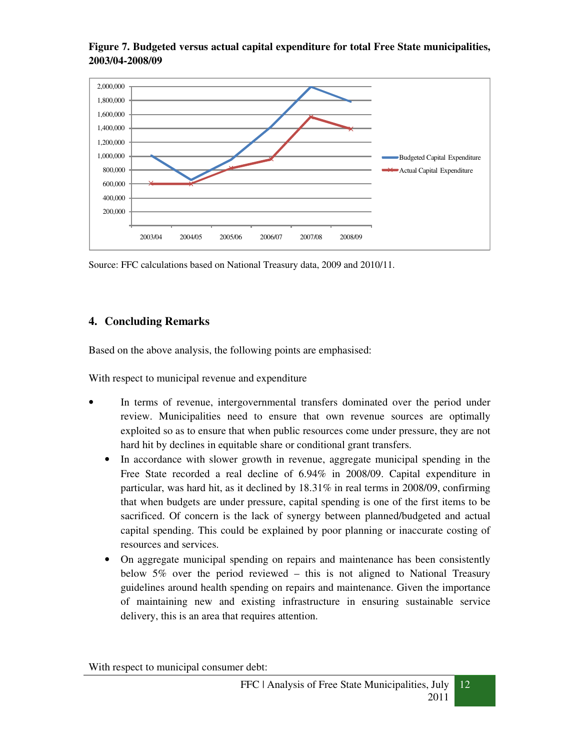**Figure 7. Budgeted versus actual capital expenditure for total Free State municipalities, 2003/04-2008/09**

Source: FFC calculations based on National Treasury data, 2009 and 2010/11.

## 4. Concluding Remarks

Based on the above analysis, the following points are emphasised:

With respect to municipal revenue and expenditure

- In terms of revenue, intergovernmental transfers dominated over the period under review. Municipalities need to ensure that own revenue sources are optimally exploited so as to ensure that when public resources come under pressure, they are not hard hit by declines in equitable share or conditional grant transfers.
- In accordance with slower growth in revenue, aggregate municipal spending in the Free State recorded a real decline of 6.94% in 2008/09. Capital expenditure in particular, was hard hit, as it declined by 18.31% in real terms in 2008/09, confirming that when budgets are under pressure, capital spending is one of the first items to be sacrificed. Of concern is the lack of synergy between planned/budgeted and actual capital spending. This could be explained by poor planning or inaccurate costing of resources and services.
- On aggregate municipal spending on repairs and maintenance has been consistently below 5% over the period reviewed – this is not aligned to National Treasury guidelines around health spending on repairs and maintenance. Given the importance of maintaining new and existing infrastructure in ensuring sustainable service delivery, this is an area that requires attention.

With respect to municipal consumer debt: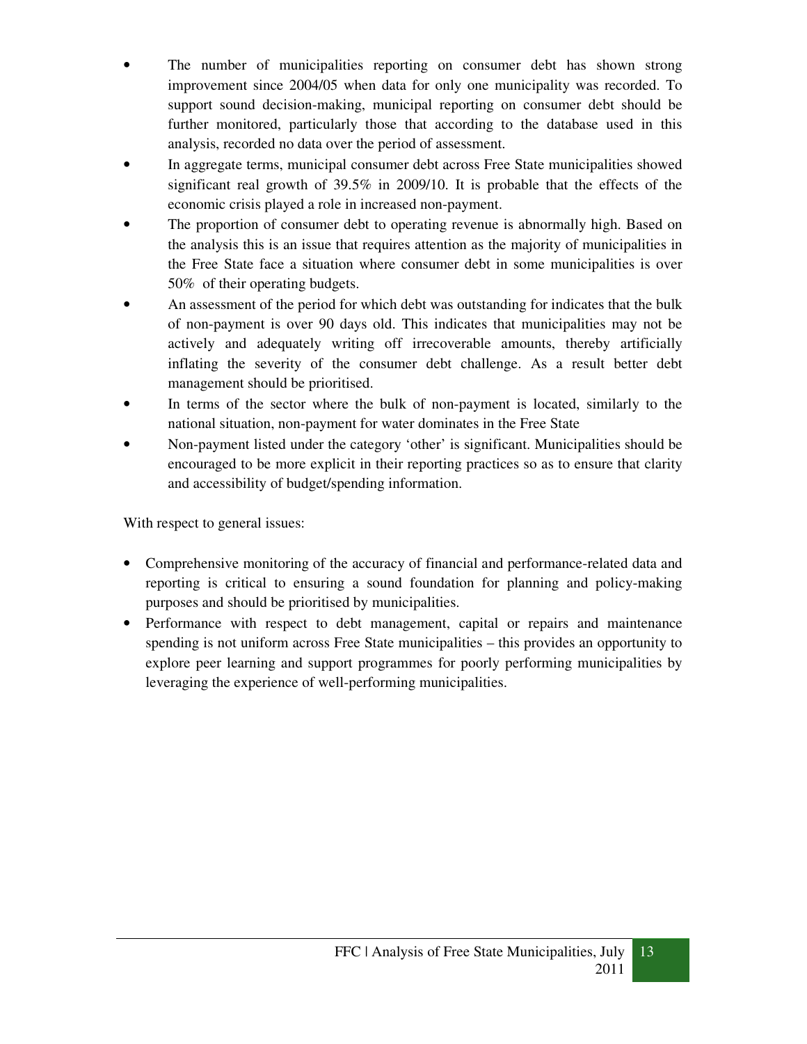- The number of municipalities reporting on consumer debt has shown strong improvement since 2004/05 when data for only one municipality was recorded. To support sound decision-making, municipal reporting on consumer debt should be further monitored, particularly those that according to the database used in this analysis, recorded no data over the period of assessment.
- In aggregate terms, municipal consumer debt across Free State municipalities showed significant real growth of 39.5% in 2009/10. It is probable that the effects of the economic crisis played a role in increased non-payment.
- The proportion of consumer debt to operating revenue is abnormally high. Based on the analysis this is an issue that requires attention as the majority of municipalities in the Free State face a situation where consumer debt in some municipalities is over 50% of their operating budgets.
- An assessment of the period for which debt was outstanding for indicates that the bulk of non-payment is over 90 days old. This indicates that municipalities may not be actively and adequately writing off irrecoverable amounts, thereby artificially inflating the severity of the consumer debt challenge. As a result better debt management should be prioritised.
- In terms of the sector where the bulk of non-payment is located, similarly to the national situation, non-payment for water dominates in the Free State
- Non-payment listed under the category 'other' is significant. Municipalities should be encouraged to be more explicit in their reporting practices so as to ensure that clarity and accessibility of budget/spending information.

With respect to general issues:

- Comprehensive monitoring of the accuracy of financial and performance-related data and reporting is critical to ensuring a sound foundation for planning and policy-making purposes and should be prioritised by municipalities.
- Performance with respect to debt management, capital or repairs and maintenance spending is not uniform across Free State municipalities – this provides an opportunity to explore peer learning and support programmes for poorly performing municipalities by leveraging the experience of well-performing municipalities.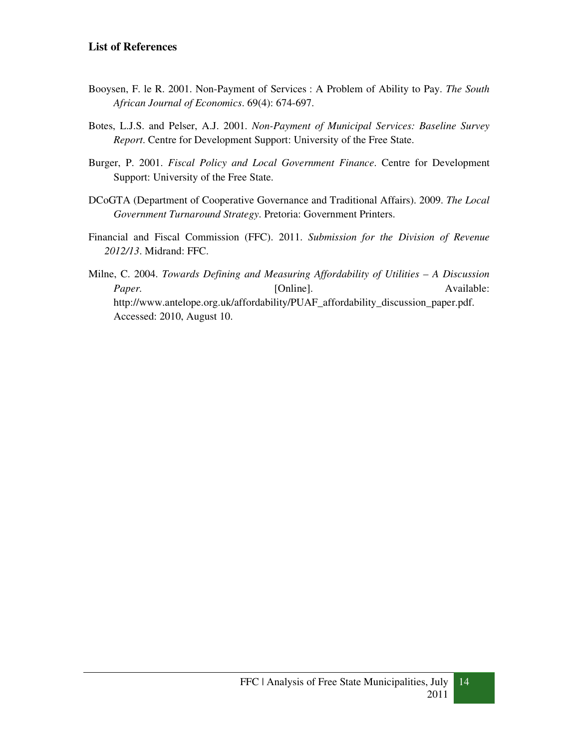**List of References**

Booysen, F. le R. 2001. Non-Payment of Services : A Problem of Ability to Pay. *The South African Journal of Economics*. 69(4): 674-697.

Botes, L.J.S. and Pelser, A.J. 2001. *Non-Payment of Municipal Services: Baseline Survey Report*. Centre for Development Support: University of the Free State.

Burger, P. 2001. *Fiscal Policy and Local Government Finance*. Centre for Development Support: University of the Free State.

DCoGTA (Department of Cooperative Governance and Traditional Affairs). 2009. *The Local Government Turnaround Strategy*. Pretoria: Government Printers.

Financial and Fiscal Commission (FFC). 2011. *Submission for the Division of Revenue 2012/13*. Midrand: FFC.

Milne, C. 2004. *Towards Defining and Measuring Affordability of Utilities – A Discussion Paper.* [Online]. Available: http://www.antelope.org.uk/affordability/PUAF_affordability_discussion_paper.pdf. Accessed: 2010, August 10.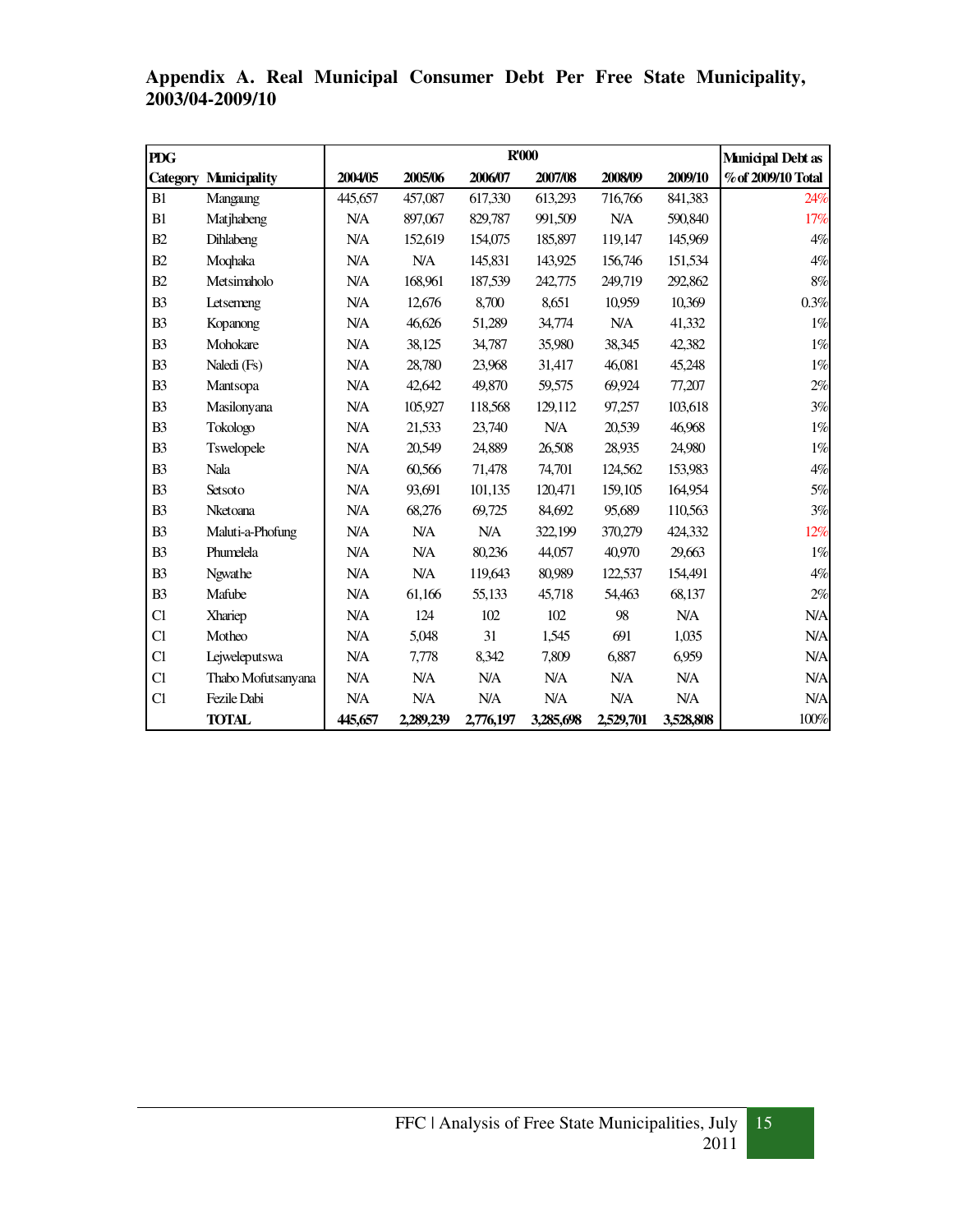## Appendix A. Real Municipal Consumer Debt Per Free State Municipality, 2003/04-2009/10

| PDG Category | Municipality | R'000 | | | | | | Municipal Debt as % of 2009/10 Total |
|---|---|---|---|---|---|---|---|---|
| | | 2004/05 | 2005/06 | 2006/07 | 2007/08 | 2008/09 | 2009/10 | |
| B1 | Mangaung | 445,657 | 457,087 | 617,330 | 613,293 | 716,766 | 841,383 | 24% |
| B1 | Matjhabeng | N/A | 897,067 | 829,787 | 991,509 | N/A | 590,840 | 17% |
| B2 | Dihlabeng | N/A | 152,619 | 154,075 | 185,897 | 119,147 | 145,969 | 4% |
| B2 | Moqhaka | N/A | N/A | 145,831 | 143,925 | 156,746 | 151,534 | 4% |
| B2 | Metsimaholo | N/A | 168,961 | 187,539 | 242,775 | 249,719 | 292,862 | 8% |
| B3 | Letsemeng | N/A | 12,676 | 8,700 | 8,651 | 10,959 | 10,369 | 0.3% |
| B3 | Kopanong | N/A | 46,626 | 51,289 | 34,774 | N/A | 41,332 | 1% |
| B3 | Mohokare | N/A | 38,125 | 34,787 | 35,980 | 38,345 | 42,382 | 1% |
| B3 | Naledi (Fs) | N/A | 28,780 | 23,968 | 31,417 | 46,081 | 45,248 | 1% |
| B3 | Mantsopa | N/A | 42,642 | 49,870 | 59,575 | 69,924 | 77,207 | 2% |
| B3 | Masilonyana | N/A | 105,927 | 118,568 | 129,112 | 97,257 | 103,618 | 3% |
| B3 | Tokologo | N/A | 21,533 | 23,740 | N/A | 20,539 | 46,968 | 1% |
| B3 | Tswelopele | N/A | 20,549 | 24,889 | 26,508 | 28,935 | 24,980 | 1% |
| B3 | Nala | N/A | 60,566 | 71,478 | 74,701 | 124,562 | 153,983 | 4% |
| B3 | Setsoto | N/A | 93,691 | 101,135 | 120,471 | 159,105 | 164,954 | 5% |
| B3 | Nketoana | N/A | 68,276 | 69,725 | 84,692 | 95,689 | 110,563 | 3% |
| B3 | Maluti-a-Phofung | N/A | N/A | N/A | 322,199 | 370,279 | 424,332 | 12% |
| B3 | Phumelela | N/A | N/A | 80,236 | 44,057 | 40,970 | 29,663 | 1% |
| B3 | Ngwathe | N/A | N/A | 119,643 | 80,989 | 122,537 | 154,491 | 4% |
| B3 | Mafube | N/A | 61,166 | 55,133 | 45,718 | 54,463 | 68,137 | 2% |
| C1 | Xhariep | N/A | 124 | 102 | 102 | 98 | N/A | N/A |
| C1 | Motheo | N/A | 5,048 | 31 | 1,545 | 691 | 1,035 | N/A |
| C1 | Lejweleputswa | N/A | 7,778 | 8,342 | 7,809 | 6,887 | 6,959 | N/A |
| C1 | Thabo Mofutsanyana | N/A | N/A | N/A | N/A | N/A | N/A | N/A |
| C1 | Fezile Dabi | N/A | N/A | N/A | N/A | N/A | N/A | N/A |
| | **TOTAL** | **445,657** | **2,289,239** | **2,776,197** | **3,285,698** | **2,529,701** | **3,528,808** | 100% |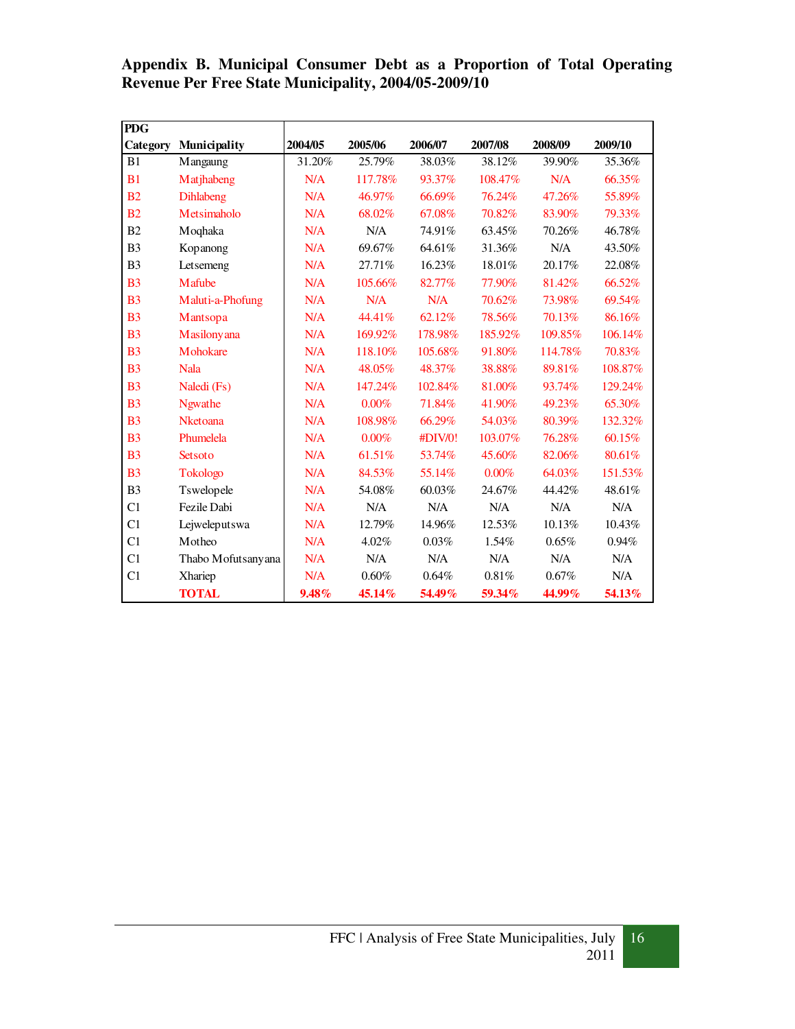**Appendix B. Municipal Consumer Debt as a Proportion of Total Operating Revenue Per Free State Municipality, 2004/05-2009/10**

| PDG Category | Municipality | 2004/05 | 2005/06 | 2006/07 | 2007/08 | 2008/09 | 2009/10 |
|---|---|---|---|---|---|---|---|
| B1 | Mangaung | 31.20% | 25.79% | 38.03% | 38.12% | 39.90% | 35.36% |
| B1 | Matjhabeng | N/A | 117.78% | 93.37% | 108.47% | N/A | 66.35% |
| B2 | Dihlabeng | N/A | 46.97% | 66.69% | 76.24% | 47.26% | 55.89% |
| B2 | Metsimaholo | N/A | 68.02% | 67.08% | 70.82% | 83.90% | 79.33% |
| B2 | Moqhaka | N/A | N/A | 74.91% | 63.45% | 70.26% | 46.78% |
| B3 | Kopanong | N/A | 69.67% | 64.61% | 31.36% | N/A | 43.50% |
| B3 | Letsemeng | N/A | 27.71% | 16.23% | 18.01% | 20.17% | 22.08% |
| B3 | Mafube | N/A | 105.66% | 82.77% | 77.90% | 81.42% | 66.52% |
| B3 | Maluti-a-Phofung | N/A | N/A | N/A | 70.62% | 73.98% | 69.54% |
| B3 | Mantsopa | N/A | 44.41% | 62.12% | 78.56% | 70.13% | 86.16% |
| B3 | Masilonyana | N/A | 169.92% | 178.98% | 185.92% | 109.85% | 106.14% |
| B3 | Mohokare | N/A | 118.10% | 105.68% | 91.80% | 114.78% | 70.83% |
| B3 | Nala | N/A | 48.05% | 48.37% | 38.88% | 89.81% | 108.87% |
| B3 | Naledi (Fs) | N/A | 147.24% | 102.84% | 81.00% | 93.74% | 129.24% |
| B3 | Ngwathe | N/A | 0.00% | 71.84% | 41.90% | 49.23% | 65.30% |
| B3 | Nketoana | N/A | 108.98% | 66.29% | 54.03% | 80.39% | 132.32% |
| B3 | Phumelela | N/A | 0.00% | #DIV/0! | 103.07% | 76.28% | 60.15% |
| B3 | Setsoto | N/A | 61.51% | 53.74% | 45.60% | 82.06% | 80.61% |
| B3 | Tokologo | N/A | 84.53% | 55.14% | 0.00% | 64.03% | 151.53% |
| B3 | Tswelopele | N/A | 54.08% | 60.03% | 24.67% | 44.42% | 48.61% |
| C1 | Fezile Dabi | N/A | N/A | N/A | N/A | N/A | N/A |
| C1 | Lejweleputswa | N/A | 12.79% | 14.96% | 12.53% | 10.13% | 10.43% |
| C1 | Motheo | N/A | 4.02% | 0.03% | 1.54% | 0.65% | 0.94% |
| C1 | Thabo Mofutsanyana | N/A | N/A | N/A | N/A | N/A | N/A |
| C1 | Xhariep | N/A | 0.60% | 0.64% | 0.81% | 0.67% | N/A |
| | **TOTAL** | **9.48%** | **45.14%** | **54.49%** | **59.34%** | **44.99%** | **54.13%** |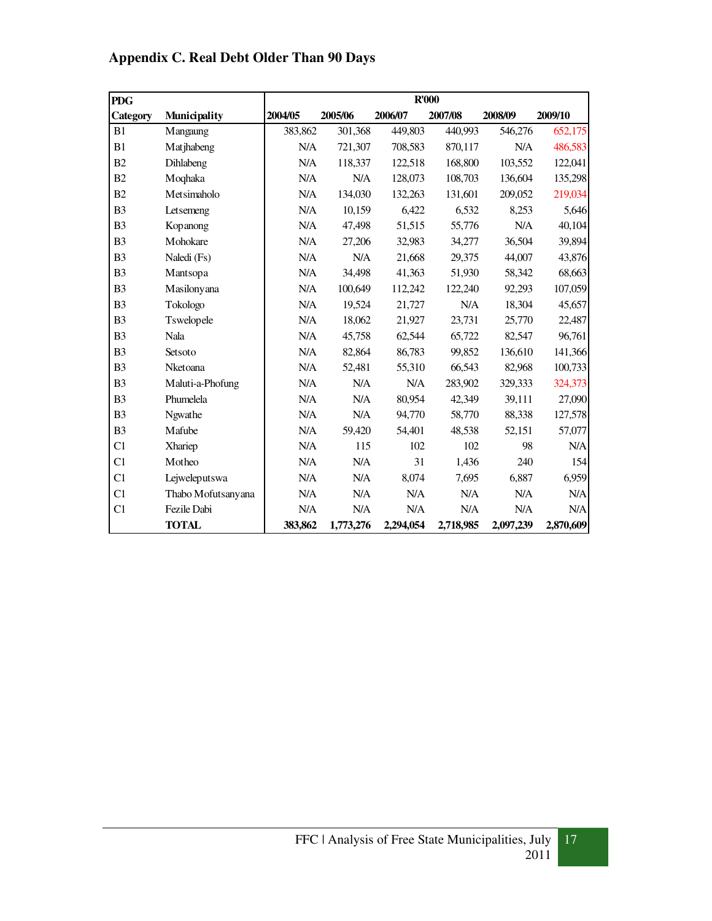## Appendix C. Real Debt Older Than 90 Days

| PDG Category | Municipality | R'000 | | | | | |
|---|---|---|---|---|---|---|---|
| | | 2004/05 | 2005/06 | 2006/07 | 2007/08 | 2008/09 | 2009/10 |
| B1 | Mangaung | 383,862 | 301,368 | 449,803 | 440,993 | 546,276 | 652,175 |
| B1 | Matjhabeng | N/A | 721,307 | 708,583 | 870,117 | N/A | 486,583 |
| B2 | Dihlabeng | N/A | 118,337 | 122,518 | 168,800 | 103,552 | 122,041 |
| B2 | Moqhaka | N/A | N/A | 128,073 | 108,703 | 136,604 | 135,298 |
| B2 | Metsimaholo | N/A | 134,030 | 132,263 | 131,601 | 209,052 | 219,034 |
| B3 | Letsemeng | N/A | 10,159 | 6,422 | 6,532 | 8,253 | 5,646 |
| B3 | Kopanong | N/A | 47,498 | 51,515 | 55,776 | N/A | 40,104 |
| B3 | Mohokare | N/A | 27,206 | 32,983 | 34,277 | 36,504 | 39,894 |
| B3 | Naledi (Fs) | N/A | N/A | 21,668 | 29,375 | 44,007 | 43,876 |
| B3 | Mantsopa | N/A | 34,498 | 41,363 | 51,930 | 58,342 | 68,663 |
| B3 | Masilonyana | N/A | 100,649 | 112,242 | 122,240 | 92,293 | 107,059 |
| B3 | Tokologo | N/A | 19,524 | 21,727 | N/A | 18,304 | 45,657 |
| B3 | Tswelopele | N/A | 18,062 | 21,927 | 23,731 | 25,770 | 22,487 |
| B3 | Nala | N/A | 45,758 | 62,544 | 65,722 | 82,547 | 96,761 |
| B3 | Setsoto | N/A | 82,864 | 86,783 | 99,852 | 136,610 | 141,366 |
| B3 | Nketoana | N/A | 52,481 | 55,310 | 66,543 | 82,968 | 100,733 |
| B3 | Maluti-a-Phofung | N/A | N/A | N/A | 283,902 | 329,333 | 324,373 |
| B3 | Phumelela | N/A | N/A | 80,954 | 42,349 | 39,111 | 27,090 |
| B3 | Ngwathe | N/A | N/A | 94,770 | 58,770 | 88,338 | 127,578 |
| B3 | Mafube | N/A | 59,420 | 54,401 | 48,538 | 52,151 | 57,077 |
| C1 | Xhariep | N/A | 115 | 102 | 102 | 98 | N/A |
| C1 | Motheo | N/A | N/A | 31 | 1,436 | 240 | 154 |
| C1 | Lejweleputswa | N/A | N/A | 8,074 | 7,695 | 6,887 | 6,959 |
| C1 | Thabo Mofutsanyana | N/A | N/A | N/A | N/A | N/A | N/A |
| C1 | Fezile Dabi | N/A | N/A | N/A | N/A | N/A | N/A |
| | **TOTAL** | **383,862** | **1,773,276** | **2,294,054** | **2,718,985** | **2,097,239** | **2,870,609** |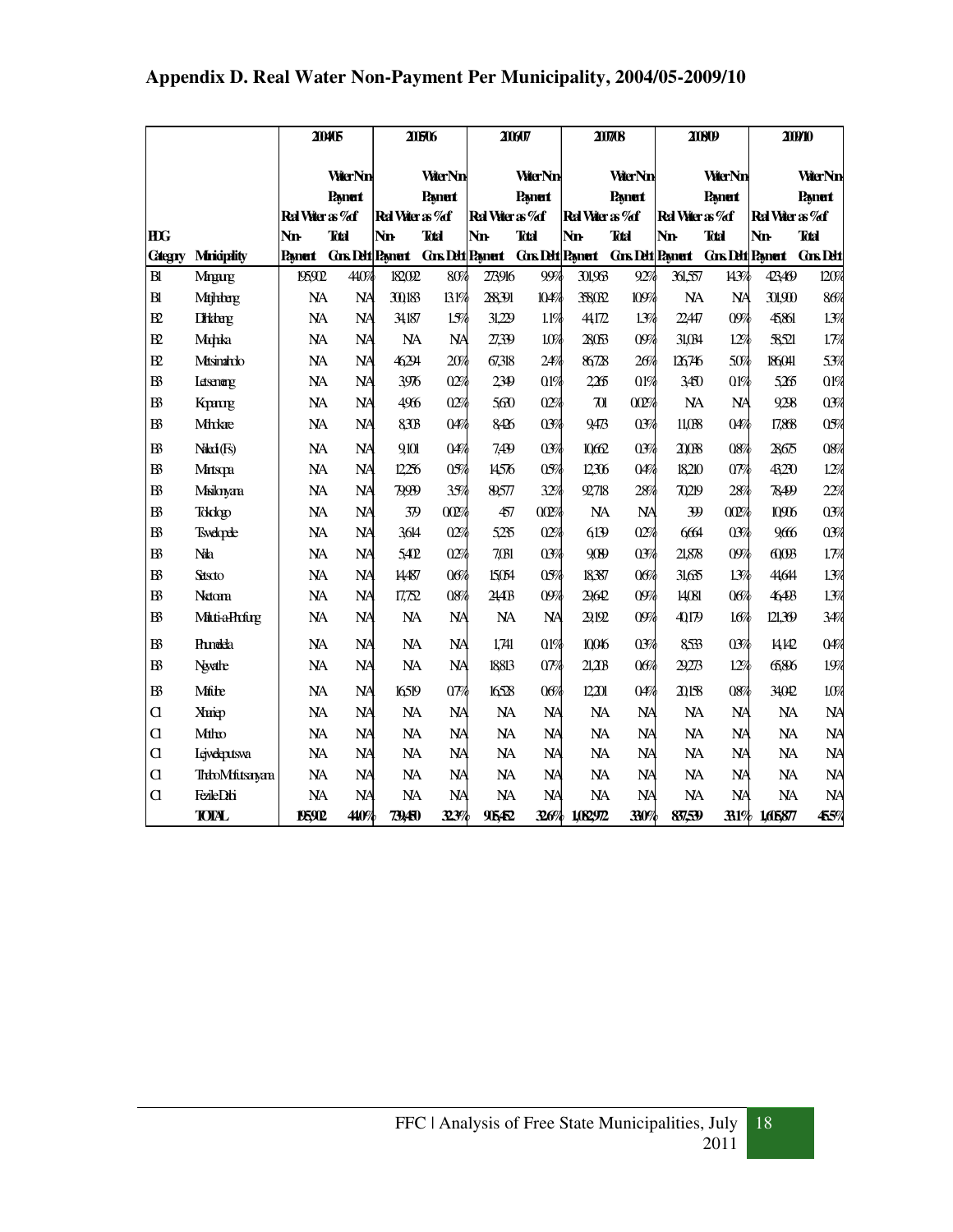## Appendix D. Real Water Non-Payment Per Municipality, 2004/05-2009/10

| | | 2004/05 | | 2005/06 | | 2006/07 | | 2007/08 | | 2008/09 | | 2009/10 | |
|---|---|---|---|---|---|---|---|---|---|---|---|---|---|
| MIG Category | Municipality | Real Water as % of Non-Payment | Water Non-Payment Total Cons. Debt | Real Water as % of Non-Payment | Water Non-Payment Total Cons. Debt | Real Water as % of Non-Payment | Water Non-Payment Total Cons. Debt | Real Water as % of Non-Payment | Water Non-Payment Total Cons. Debt | Real Water as % of Non-Payment | Water Non-Payment Total Cons. Debt | Real Water as % of Non-Payment | Water Non-Payment Total Cons. Debt |
| B1 | Mangaung | 195,902 | 44.0% | 182,092 | 8.0% | 273,916 | 9.9% | 301,963 | 9.2% | 361,557 | 14.3% | 423,469 | 12.0% |
| B1 | Matjhabeng | NA | NA | 300,183 | 13.1% | 288,391 | 10.4% | 358,032 | 10.9% | NA | NA | 301,900 | 8.6% |
| B2 | Dihlabeng | NA | NA | 34,187 | 1.5% | 31,229 | 1.1% | 44,172 | 1.3% | 22,447 | 0.9% | 45,861 | 1.3% |
| B2 | Maphaka | NA | NA | NA | NA | 27,339 | 1.0% | 28,053 | 0.9% | 31,034 | 1.2% | 58,521 | 1.7% |
| B2 | Matsimaholo | NA | NA | 46,294 | 2.0% | 67,318 | 2.4% | 86,728 | 2.6% | 126,746 | 5.0% | 186,041 | 5.3% |
| B3 | Letsemeng | NA | NA | 3,976 | 0.2% | 2,349 | 0.1% | 2,265 | 0.1% | 3,450 | 0.1% | 5,265 | 0.1% |
| B3 | Kopanong | NA | NA | 4,966 | 0.2% | 5,630 | 0.2% | 701 | 0.02% | NA | NA | 9,298 | 0.3% |
| B3 | Mohokare | NA | NA | 8,303 | 0.4% | 8,426 | 0.3% | 9,473 | 0.3% | 11,038 | 0.4% | 17,868 | 0.5% |
| B3 | Naledi (Fs) | NA | NA | 9,101 | 0.4% | 7,439 | 0.3% | 10,662 | 0.3% | 20,088 | 0.8% | 28,675 | 0.8% |
| B3 | Mantsopa | NA | NA | 12,256 | 0.5% | 14,576 | 0.5% | 12,306 | 0.4% | 18,210 | 0.7% | 43,230 | 1.2% |
| B3 | Masilonyana | NA | NA | 79,939 | 3.5% | 89,577 | 3.2% | 92,718 | 2.8% | 70,219 | 2.8% | 78,499 | 2.2% |
| B3 | Tokologo | NA | NA | 379 | 0.02% | 457 | 0.02% | NA | NA | 399 | 0.02% | 10,906 | 0.3% |
| B3 | Tswelopele | NA | NA | 3,614 | 0.2% | 5,235 | 0.2% | 6,139 | 0.2% | 6,664 | 0.3% | 9,666 | 0.3% |
| B3 | Nala | NA | NA | 5,402 | 0.2% | 7,081 | 0.3% | 9,089 | 0.3% | 21,878 | 0.9% | 60,093 | 1.7% |
| B3 | Setsoto | NA | NA | 14,487 | 0.6% | 15,054 | 0.5% | 18,387 | 0.6% | 31,635 | 1.3% | 44,644 | 1.3% |
| B3 | Nketoana | NA | NA | 17,752 | 0.8% | 24,403 | 0.9% | 29,642 | 0.9% | 14,081 | 0.6% | 46,493 | 1.3% |
| B3 | Maluti-a-Phofung | NA | NA | NA | NA | NA | NA | 29,192 | 0.9% | 40,179 | 1.6% | 121,369 | 3.4% |
| B3 | Phumelela | NA | NA | NA | NA | 1,741 | 0.1% | 10,046 | 0.3% | 8,533 | 0.3% | 14,142 | 0.4% |
| B3 | Ngwathe | NA | NA | NA | NA | 18,813 | 0.7% | 21,203 | 0.6% | 29,273 | 1.2% | 65,896 | 1.9% |
| B3 | Mafube | NA | NA | 16,519 | 0.7% | 16,528 | 0.6% | 12,201 | 0.4% | 20,158 | 0.8% | 34,042 | 1.0% |
| C1 | Xhariep | NA | NA | NA | NA | NA | NA | NA | NA | NA | NA | NA | NA |
| C1 | Motheo | NA | NA | NA | NA | NA | NA | NA | NA | NA | NA | NA | NA |
| C1 | Lejweleputswa | NA | NA | NA | NA | NA | NA | NA | NA | NA | NA | NA | NA |
| C1 | Thabo Mofutsanyana | NA | NA | NA | NA | NA | NA | NA | NA | NA | NA | NA | NA |
| C1 | Fezile Dabi | NA | NA | NA | NA | NA | NA | NA | NA | NA | NA | NA | NA |
| | TOTAL | 195,902 | 44.0% | 739,450 | 32.3% | 905,452 | 32.6% | 1,082,972 | 33.0% | 837,539 | 33.1% | 1,605,877 | 45.5% |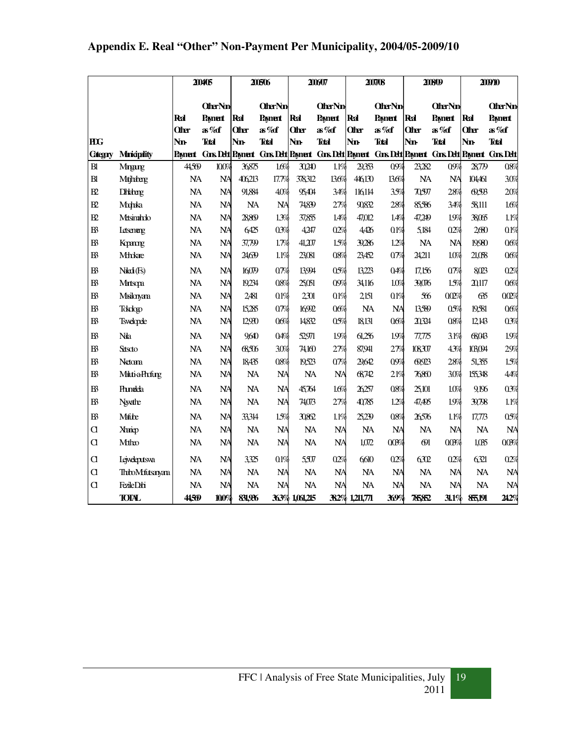# Appendix E. Real "Other" Non-Payment Per Municipality, 2004/05-2009/10

| PDG Category | Municipality | 2004/05 Real Other Non-Payment | 2004/05 Other Non-Payment as % of Total Cons. Debt | 2005/06 Real Other Non-Payment | 2005/06 Other Non-Payment as % of Total Cons. Debt | 2006/07 Real Other Non-Payment | 2006/07 Other Non-Payment as % of Total Cons. Debt | 2007/08 Real Other Non-Payment | 2007/08 Other Non-Payment as % of Total Cons. Debt | 2008/09 Real Other Non-Payment | 2008/09 Other Non-Payment as % of Total Cons. Debt | 2009/10 Real Other Non-Payment | 2009/10 Other Non-Payment as % of Total Cons. Debt |
|---|---|---|---|---|---|---|---|---|---|---|---|---|---|
| B1 | Mangaung | 44,569 | 10.0% | 36,875 | 1.6% | 30,240 | 1.1% | 29,353 | 0.9% | 23,282 | 0.9% | 28,779 | 0.8% |
| B1 | Matjhabeng | NA | NA | 406,213 | 17.7% | 378,312 | 13.6% | 446,130 | 13.6% | NA | NA | 104,461 | 3.0% |
| B2 | Dihlabeng | NA | NA | 91,884 | 4.0% | 95,404 | 3.4% | 116,114 | 3.5% | 70,597 | 2.8% | 69,593 | 2.0% |
| B2 | Moqhaka | NA | NA | NA | NA | 74,839 | 2.7% | 90,832 | 2.8% | 85,586 | 3.4% | 58,111 | 1.6% |
| B2 | Metsimaholo | NA | NA | 28,869 | 1.3% | 37,855 | 1.4% | 47,012 | 1.4% | 47,249 | 1.9% | 38,065 | 1.1% |
| B3 | Letsemeng | NA | NA | 6,425 | 0.3% | 4,247 | 0.2% | 4,426 | 0.1% | 5,184 | 0.2% | 2,680 | 0.1% |
| B3 | Kopanong | NA | NA | 37,799 | 1.7% | 41,207 | 1.5% | 39,286 | 1.2% | NA | NA | 19,980 | 0.6% |
| B3 | Mohokare | NA | NA | 24,639 | 1.1% | 23,081 | 0.8% | 23,452 | 0.7% | 24,211 | 1.0% | 21,058 | 0.6% |
| B3 | Naledi (Fs) | NA | NA | 16,079 | 0.7% | 13,994 | 0.5% | 13,223 | 0.4% | 17,156 | 0.7% | 8,023 | 0.2% |
| B3 | Mantsopa | NA | NA | 19,234 | 0.8% | 25,051 | 0.9% | 34,116 | 1.0% | 39,076 | 1.5% | 20,117 | 0.6% |
| B3 | Masilonyana | NA | NA | 2,481 | 0.1% | 2,301 | 0.1% | 2,151 | 0.1% | 566 | 0.02% | 635 | 0.02% |
| B3 | Tokologo | NA | NA | 15,285 | 0.7% | 16,992 | 0.6% | NA | NA | 13,589 | 0.5% | 19,581 | 0.6% |
| B3 | Tswelopele | NA | NA | 12,930 | 0.6% | 14,832 | 0.5% | 18,131 | 0.6% | 20,324 | 0.8% | 12,143 | 0.3% |
| B3 | Nala | NA | NA | 9,640 | 0.4% | 52,971 | 1.9% | 61,256 | 1.9% | 77,775 | 3.1% | 68,043 | 1.9% |
| B3 | Setsoto | NA | NA | 68,506 | 3.0% | 74,160 | 2.7% | 87,941 | 2.7% | 108,307 | 4.3% | 103,094 | 2.9% |
| B3 | Nketoana | NA | NA | 18,435 | 0.8% | 19,523 | 0.7% | 29,642 | 0.9% | 69,923 | 2.8% | 51,355 | 1.5% |
| B3 | Maluti-a-Phofung | NA | NA | NA | NA | NA | NA | 68,742 | 2.1% | 76,860 | 3.0% | 155,348 | 4.4% |
| B3 | Phumelela | NA | NA | NA | NA | 45,764 | 1.6% | 26,257 | 0.8% | 25,101 | 1.0% | 9,196 | 0.3% |
| B3 | Ngwathe | NA | NA | NA | NA | 74,073 | 2.7% | 40,785 | 1.2% | 47,495 | 1.9% | 39,798 | 1.1% |
| B3 | Mafube | NA | NA | 33,314 | 1.5% | 30,862 | 1.1% | 25,239 | 0.8% | 26,576 | 1.1% | 17,773 | 0.5% |
| C1 | Xhariep | NA | NA | NA | NA | NA | NA | NA | NA | NA | NA | NA | NA |
| C1 | Motheo | NA | NA | NA | NA | NA | NA | 1,072 | 0.03% | 691 | 0.03% | 1,085 | 0.03% |
| C1 | Lejweleputswa | NA | NA | 3,325 | 0.1% | 5,507 | 0.2% | 6,610 | 0.2% | 6,302 | 0.2% | 6,321 | 0.2% |
| C1 | Thabo Mofutsanyana | NA | NA | NA | NA | NA | NA | NA | NA | NA | NA | NA | NA |
| C1 | Fezile Dabi | NA | NA | NA | NA | NA | NA | NA | NA | NA | NA | NA | NA |
| | TOTAL | 44,569 | 10.0% | 831,936 | 36.3% | 1,061,215 | 38.2% | 1,211,771 | 36.9% | 785,852 | 31.1% | 855,191 | 24.2% |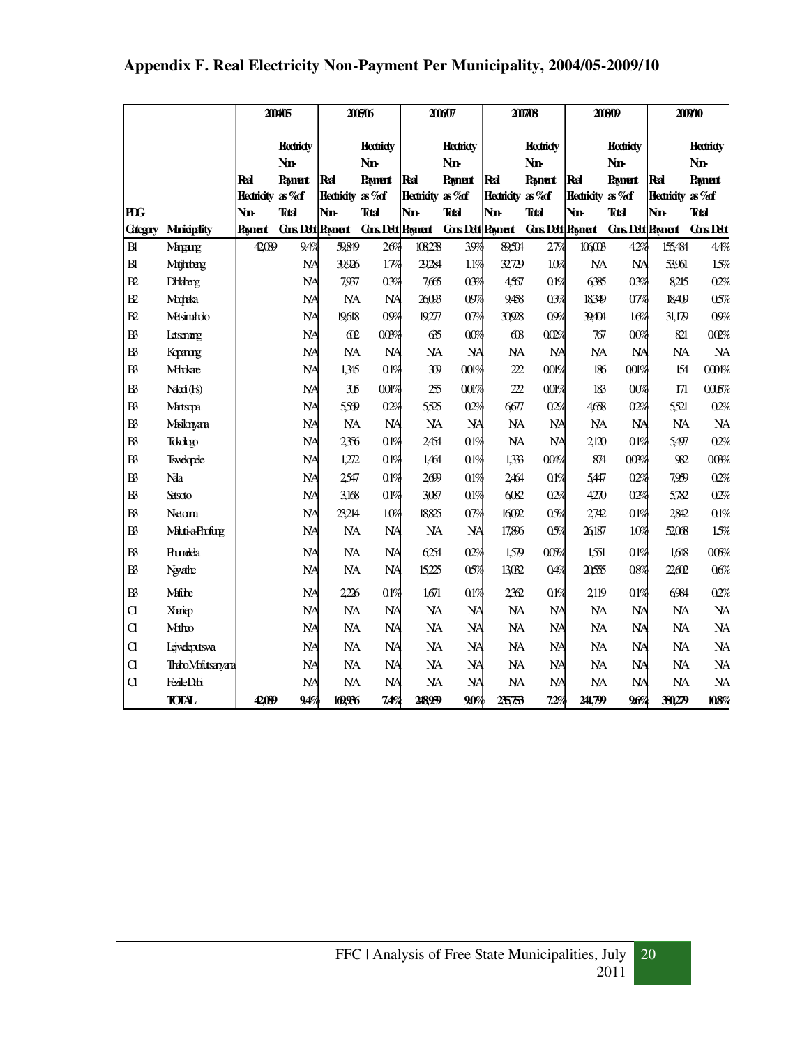## Appendix F. Real Electricity Non-Payment Per Municipality, 2004/05-2009/10

| PDG Category | Municipality | 2004/05 | | 2005/06 | | 2006/07 | | 2007/08 | | 2008/09 | | 2009/10 | |
|---|---|---|---|---|---|---|---|---|---|---|---|---|---|
| | | Real Electricity Non-Payment | Electricity Non-Payment as % of Total Cons. Debt | Real Electricity Non-Payment | Electricity Non-Payment as % of Total Cons. Debt | Real Electricity Non-Payment | Electricity Non-Payment as % of Total Cons. Debt | Real Electricity Non-Payment | Electricity Non-Payment as % of Total Cons. Debt | Real Electricity Non-Payment | Electricity Non-Payment as % of Total Cons. Debt | Real Electricity Non-Payment | Electricity Non-Payment as % of Total Cons. Debt |
| B1 | Mangaung | 42,089 | 9.4% | 59,849 | 2.6% | 108,238 | 3.9% | 89,504 | 2.7% | 106,003 | 4.2% | 155,484 | 4.4% |
| B1 | Matjhabeng | | NA | 39,926 | 1.7% | 29,284 | 1.1% | 32,729 | 1.0% | NA | NA | 53,961 | 1.5% |
| B2 | Dihlabeng | | NA | 7,937 | 0.3% | 7,665 | 0.3% | 4,567 | 0.1% | 6,385 | 0.3% | 8,215 | 0.2% |
| B2 | Moqhaka | | NA | NA | NA | 26,093 | 0.9% | 9,458 | 0.3% | 18,349 | 0.7% | 18,409 | 0.5% |
| B2 | Metsimaholo | | NA | 19,618 | 0.9% | 19,277 | 0.7% | 30,928 | 0.9% | 39,404 | 1.6% | 31,179 | 0.9% |
| B3 | Letsemeng | | NA | 602 | 0.03% | 635 | 0.0% | 608 | 0.02% | 767 | 0.0% | 821 | 0.02% |
| B3 | Kopanong | | NA | NA | NA | NA | NA | NA | NA | NA | NA | NA | NA |
| B3 | Mohokare | | NA | 1,345 | 0.1% | 309 | 0.01% | 222 | 0.01% | 186 | 0.01% | 154 | 0.004% |
| B3 | Naledi (Fs) | | NA | 305 | 0.01% | 255 | 0.01% | 222 | 0.01% | 183 | 0.0% | 171 | 0.005% |
| B3 | Mantsopa | | NA | 5,569 | 0.2% | 5,525 | 0.2% | 6,677 | 0.2% | 4,658 | 0.2% | 5,521 | 0.2% |
| B3 | Masilonyana | | NA | NA | NA | NA | NA | NA | NA | NA | NA | NA | NA |
| B3 | Tokologo | | NA | 2,356 | 0.1% | 2,454 | 0.1% | NA | NA | 2,120 | 0.1% | 5,497 | 0.2% |
| B3 | Tswelopele | | NA | 1,272 | 0.1% | 1,464 | 0.1% | 1,333 | 0.04% | 874 | 0.03% | 982 | 0.03% |
| B3 | Nala | | NA | 2,547 | 0.1% | 2,699 | 0.1% | 2,464 | 0.1% | 5,447 | 0.2% | 7,959 | 0.2% |
| B3 | Setsoto | | NA | 3,168 | 0.1% | 3,087 | 0.1% | 6,082 | 0.2% | 4,270 | 0.2% | 5,782 | 0.2% |
| B3 | Nketoana | | NA | 23,214 | 1.0% | 18,825 | 0.7% | 16,092 | 0.5% | 2,742 | 0.1% | 2,842 | 0.1% |
| B3 | Maluti-a-Phofung | | NA | NA | NA | NA | NA | 17,896 | 0.5% | 26,187 | 1.0% | 52,068 | 1.5% |
| B3 | Phumelela | | NA | NA | NA | 6,254 | 0.2% | 1,579 | 0.05% | 1,551 | 0.1% | 1,648 | 0.05% |
| B3 | Ngwathe | | NA | NA | NA | 15,225 | 0.5% | 13,032 | 0.4% | 20,555 | 0.8% | 22,602 | 0.6% |
| B3 | Mafube | | NA | 2,226 | 0.1% | 1,671 | 0.1% | 2,362 | 0.1% | 2,119 | 0.1% | 6,984 | 0.2% |
| C1 | Xhariep | | NA | NA | NA | NA | NA | NA | NA | NA | NA | NA | NA |
| C1 | Motheo | | NA | NA | NA | NA | NA | NA | NA | NA | NA | NA | NA |
| C1 | Lejweleputswa | | NA | NA | NA | NA | NA | NA | NA | NA | NA | NA | NA |
| C1 | Thabo Mofutsanyana | | NA | NA | NA | NA | NA | NA | NA | NA | NA | NA | NA |
| C1 | Fezile Dabi | | NA | NA | NA | NA | NA | NA | NA | NA | NA | NA | NA |
| | **TOTAL** | **42,089** | **9.4%** | **169,936** | **7.4%** | **248,959** | **9.0%** | **235,753** | **7.2%** | **241,799** | **9.6%** | **380,279** | **10.8%** |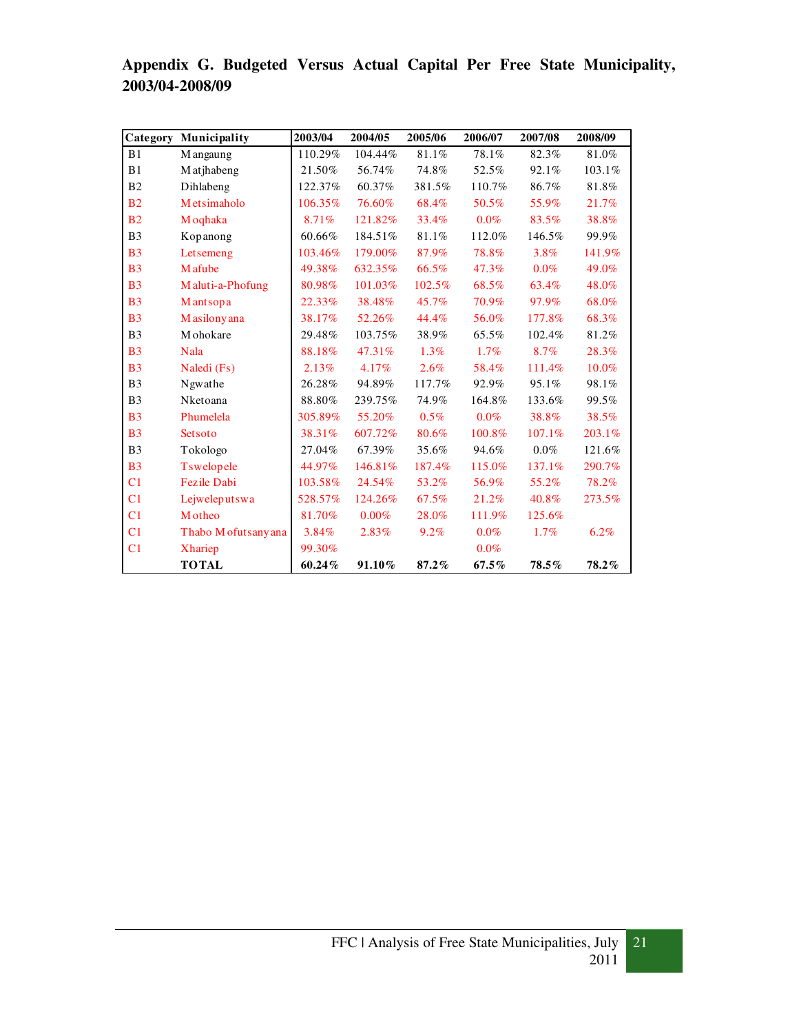## Appendix G. Budgeted Versus Actual Capital Per Free State Municipality, 2003/04-2008/09

| Category | Municipality | 2003/04 | 2004/05 | 2005/06 | 2006/07 | 2007/08 | 2008/09 |
|---|---|---|---|---|---|---|---|
| B1 | Mangaung | 110.29% | 104.44% | 81.1% | 78.1% | 82.3% | 81.0% |
| B1 | Matjhabeng | 21.50% | 56.74% | 74.8% | 52.5% | 92.1% | 103.1% |
| B2 | Dihlabeng | 122.37% | 60.37% | 381.5% | 110.7% | 86.7% | 81.8% |
| B2 | Metsimaholo | 106.35% | 76.60% | 68.4% | 50.5% | 55.9% | 21.7% |
| B2 | Moqhaka | 8.71% | 121.82% | 33.4% | 0.0% | 83.5% | 38.8% |
| B3 | Kopanong | 60.66% | 184.51% | 81.1% | 112.0% | 146.5% | 99.9% |
| B3 | Letsemeng | 103.46% | 179.00% | 87.9% | 78.8% | 3.8% | 141.9% |
| B3 | Mafube | 49.38% | 632.35% | 66.5% | 47.3% | 0.0% | 49.0% |
| B3 | Maluti-a-Phofung | 80.98% | 101.03% | 102.5% | 68.5% | 63.4% | 48.0% |
| B3 | Mantsopa | 22.33% | 38.48% | 45.7% | 70.9% | 97.9% | 68.0% |
| B3 | Masilonyana | 38.17% | 52.26% | 44.4% | 56.0% | 177.8% | 68.3% |
| B3 | Mohokare | 29.48% | 103.75% | 38.9% | 65.5% | 102.4% | 81.2% |
| B3 | Nala | 88.18% | 47.31% | 1.3% | 1.7% | 8.7% | 28.3% |
| B3 | Naledi (Fs) | 2.13% | 4.17% | 2.6% | 58.4% | 111.4% | 10.0% |
| B3 | Ngwathe | 26.28% | 94.89% | 117.7% | 92.9% | 95.1% | 98.1% |
| B3 | Nketoana | 88.80% | 239.75% | 74.9% | 164.8% | 133.6% | 99.5% |
| B3 | Phumelela | 305.89% | 55.20% | 0.5% | 0.0% | 38.8% | 38.5% |
| B3 | Setsoto | 38.31% | 607.72% | 80.6% | 100.8% | 107.1% | 203.1% |
| B3 | Tokologo | 27.04% | 67.39% | 35.6% | 94.6% | 0.0% | 121.6% |
| B3 | Tswelopele | 44.97% | 146.81% | 187.4% | 115.0% | 137.1% | 290.7% |
| C1 | Fezile Dabi | 103.58% | 24.54% | 53.2% | 56.9% | 55.2% | 78.2% |
| C1 | Lejweleputswa | 528.57% | 124.26% | 67.5% | 21.2% | 40.8% | 273.5% |
| C1 | Motheo | 81.70% | 0.00% | 28.0% | 111.9% | 125.6% | |
| C1 | Thabo Mofutsanyana | 3.84% | 2.83% | 9.2% | 0.0% | 1.7% | 6.2% |
| C1 | Xhariep | 99.30% | | | 0.0% | | |
| | **TOTAL** | **60.24%** | **91.10%** | **87.2%** | **67.5%** | **78.5%** | **78.2%** |